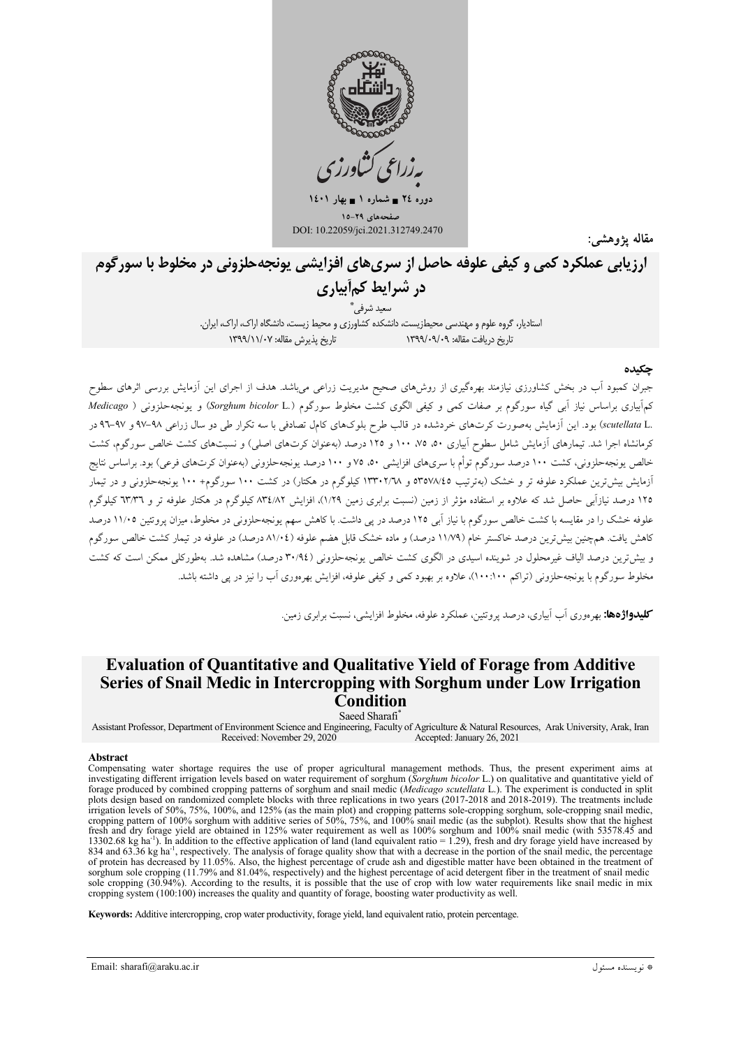به‌زراعی کشاورزی

دوره ۲۴ ■ شماره ۱ ■ بهار ۱۴۰۱

صفحه‌های ۲۹-۱۵

DOI: 10.22059/jci.2021.312749.2470

مقاله پژوهشی:

# ارزیابی عملکرد کمی و کیفی علوفه حاصل از سری‌های افزایشی یونجه‌حلزونی در مخلوط با سورگوم در شرایط کم‌آبیاری

سعید شرفی*

استادیار، گروه علوم و مهندسی محیط‌زیست، دانشکده کشاورزی و محیط زیست، دانشگاه اراک، اراک، ایران.

تاریخ دریافت مقاله: ۱۳۹۹/۰۹/۰۹ تاریخ پذیرش مقاله: ۱۳۹۹/۱۱/۰۷

## چکیده

جبران کمبود آب در بخش کشاورزی نیازمند بهره‌گیری از روش‌های صحیح مدیریت زراعی می‌باشد. هدف از اجرای این آزمایش بررسی اثرهای سطوح کم‌آبیاری براساس نیاز آبی گیاه سورگوم بر صفات کمی و کیفی الگوی کشت مخلوط سورگوم (*Sorghum bicolor* L.) و یونجه‌حلزونی (*Medicago scutellata* L.) بود. این آزمایش به‌صورت کرت‌های خردشده در قالب طرح بلوک‌های کامل تصادفی با سه تکرار طی دو سال زراعی ۹۸-۹۷ و ۹۷-۹۶ در کرمانشاه اجرا شد. تیمارهای آزمایش شامل سطوح آبیاری ۵۰، ۷۵، ۱۰۰ و ۱۲۵ درصد (به‌عنوان کرت‌های اصلی) و نسبت‌های کشت خالص سورگوم، کشت خالص یونجه‌حلزونی، کشت ۱۰۰ درصد سورگوم توأم با سری‌های افزایشی ۵۰، ۷۵ و ۱۰۰ درصد یونجه‌حلزونی (به‌عنوان کرت‌های فرعی) بود. براساس نتایج آزمایش بیش‌ترین عملکرد علوفه تر و خشک (به‌ترتیب ۵۳۵۷۸/۴۵ و ۱۳۳۰۲/۶۸ کیلوگرم در هکتار) در کشت ۱۰۰ سورگوم+ ۱۰۰ یونجه‌حلزونی و در تیمار ۱۲۵ درصد نیازآبی حاصل شد که علاوه بر استفاده مؤثر از زمین (نسبت برابری زمین ۱/۲۹)، افزایش ۸۳۴/۸۲ کیلوگرم در هکتار علوفه تر و ۶۳/۳۶ کیلوگرم علوفه خشک را در مقایسه با کشت خالص سورگوم با نیاز آبی ۱۲۵ درصد در پی داشت. با کاهش سهم یونجه‌حلزونی در مخلوط، میزان پروتئین ۱۱/۰۵ درصد کاهش یافت. هم‌چنین بیش‌ترین درصد خاکستر خام (۱۱/۷۹ درصد) و ماده خشک قابل هضم علوفه (۸۱/۰۴ درصد) در علوفه در تیمار کشت خالص سورگوم و بیش‌ترین درصد الیاف غیرمحلول در شوینده اسیدی در الگوی کشت خالص یونجه‌حلزونی (۳۰/۹۴ درصد) مشاهده شد. به‌طورکلی ممکن است که کشت مخلوط سورگوم با یونجه‌حلزونی (تراکم ۱۰۰:۱۰۰)، علاوه بر بهبود کمی و کیفی علوفه، افزایش بهره‌وری آب را نیز در پی داشته باشد.

**کلیدواژه‌ها:** بهره‌وری آب آبیاری، درصد پروتئین، عملکرد علوفه، مخلوط افزایشی، نسبت برابری زمین.

# Evaluation of Quantitative and Qualitative Yield of Forage from Additive Series of Snail Medic in Intercropping with Sorghum under Low Irrigation Condition

Saeed Sharafi*

Assistant Professor, Department of Environment Science and Engineering, Faculty of Agriculture & Natural Resources, Arak University, Arak, Iran

Received: November 29, 2020 Accepted: January 26, 2021

## Abstract

Compensating water shortage requires the use of proper agricultural management methods. Thus, the present experiment aims at investigating different irrigation levels based on water requirement of sorghum (*Sorghum bicolor* L.) on qualitative and quantitative yield of forage produced by combined cropping patterns of sorghum and snail medic (*Medicago scutellata* L.). The experiment is conducted in split plots design based on randomized complete blocks with three replications in two years (2017-2018 and 2018-2019). The treatments include irrigation levels of 50%, 75%, 100%, and 125% (as the main plot) and cropping patterns sole-cropping sorghum, sole-cropping snail medic, cropping pattern of 100% sorghum with additive series of 50%, 75%, and 100% snail medic (as the subplot). Results show that the highest fresh and dry forage yield are obtained in 125% water requirement as well as 100% sorghum and 100% snail medic (with 53578.45 and 13302.68 kg ha$^{-1}$). In addition to the effective application of land (land equivalent ratio = 1.29), fresh and dry forage yield have increased by 834 and 63.36 kg ha$^{-1}$, respectively. The analysis of forage quality show that with a decrease in the portion of the snail medic, the percentage of protein has decreased by 11.05%. Also, the highest percentage of crude ash and digestible matter have been obtained in the treatment of sorghum sole cropping (11.79% and 81.04%, respectively) and the highest percentage of acid detergent fiber in the treatment of snail medic sole cropping (30.94%). According to the results, it is possible that the use of crop with low water requirements like snail medic in mix cropping system (100:100) increases the quality and quantity of forage, boosting water productivity as well.

**Keywords:** Additive intercropping, crop water productivity, forage yield, land equivalent ratio, protein percentage.

Email: sharafi@araku.ac.ir

* نویسنده مسئول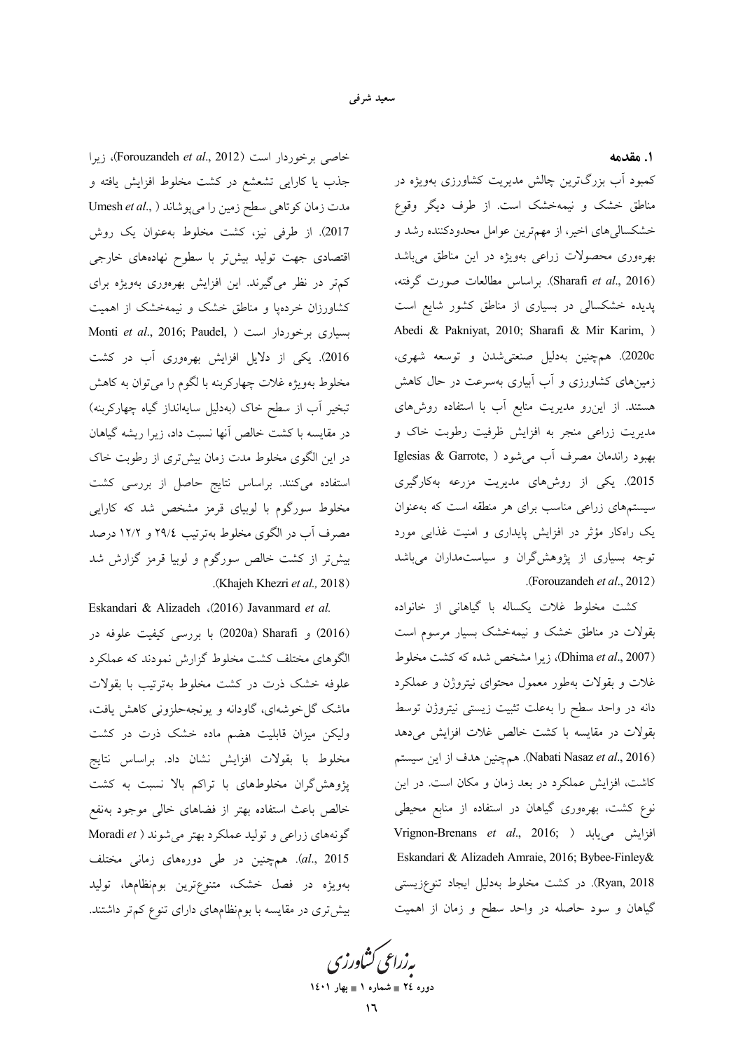## ۱. مقدمه

کمبود آب بزرگ‌ترین چالش مدیریت کشاورزی به‌ویژه در مناطق خشک و نیمه‌خشک است. از طرف دیگر وقوع خشکسالی‌های اخیر، از مهم‌ترین عوامل محدودکننده رشد و بهره‌وری محصولات زراعی به‌ویژه در این مناطق می‌باشد (Sharafi *et al*., 2016). براساس مطالعات صورت گرفته، پدیده خشکسالی در بسیاری از مناطق کشور شایع است (Abedi & Pakniyat, 2010; Sharafi & Mir Karim, 2020c). همچنین به‌دلیل صنعتی‌شدن و توسعه شهری، زمین‌های کشاورزی و آب آبیاری به‌سرعت در حال کاهش هستند. از این‌رو مدیریت منابع آب با استفاده روش‌های مدیریت زراعی منجر به افزایش ظرفیت رطوبت خاک و بهبود راندمان مصرف آب می‌شود (Iglesias & Garrote, 2015). یکی از روش‌های مدیریت مزرعه به‌کارگیری سیستم‌های زراعی مناسب برای هر منطقه است که به‌عنوان یک راهکار مؤثر در افزایش پایداری و امنیت غذایی مورد توجه بسیاری از پژوهشگران و سیاست‌مداران می‌باشد (Forouzandeh *et al*., 2012).

کشت مخلوط غلات یکساله با گیاهانی از خانواده بقولات در مناطق خشک و نیمه‌خشک بسیار مرسوم است (Dhima *et al*., 2007)، زیرا مشخص شده که کشت مخلوط غلات و بقولات به‌طور معمول محتوای نیتروژن و عملکرد دانه در واحد سطح را به‌علت تثبیت زیستی نیتروژن توسط بقولات در مقایسه با کشت خالص غلات افزایش می‌دهد (Nabati Nasaz *et al*., 2016). همچنین هدف از این سیستم کاشت، افزایش عملکرد در بعد زمان و مکان است. در این نوع کشت، بهره‌وری گیاهان در استفاده از منابع محیطی افزایش می‌یابد (Vrignon-Brenans *et al*., 2016; Eskandari & Alizadeh Amraie, 2016; Bybee-Finley& Ryan, 2018). در کشت مخلوط به‌دلیل ایجاد تنوع‌زیستی گیاهان و سود حاصله در واحد سطح و زمان از اهمیت خاصی برخوردار است (Forouzandeh *et al*., 2012)، زیرا جذب یا کارایی تشعشع در کشت مخلوط افزایش یافته و مدت زمان کوتاهی سطح زمین را می‌پوشاند (Umesh *et al*., 2017). از طرفی نیز، کشت مخلوط به‌عنوان یک روش اقتصادی جهت تولید بیش‌تر با سطوح نهاده‌های خارجی کم‌تر در نظر می‌گیرند. این افزایش بهره‌وری به‌ویژه برای کشاورزان خرده‌پا و مناطق خشک و نیمه‌خشک از اهمیت بسیاری برخوردار است (Monti *et al*., 2016; Paudel, 2016). یکی از دلایل افزایش بهره‌وری آب در کشت مخلوط به‌ویژه غلات چهارکربنه با لگوم را می‌توان به کاهش تبخیر آب از سطح خاک (به‌دلیل سایه‌انداز گیاه چهارکربنه) در مقایسه با کشت خالص آنها نسبت داد، زیرا ریشه گیاهان در این الگوی مخلوط مدت زمان بیش‌تری از رطوبت خاک استفاده می‌کنند. براساس نتایج حاصل از بررسی کشت مخلوط سورگوم با لوبیای قرمز مشخص شد که کارایی مصرف آب در الگوی مخلوط به‌ترتیب ۲۹/٤ و ۱۲/۲ درصد بیش‌تر از کشت خالص سورگوم و لوبیا قرمز گزارش شد (Khajeh Khezri *et al.,* 2018).

Eskandari & Alizadeh (2016)، Javanmard *et al.* (2016) و Sharafi (2020a) با بررسی کیفیت علوفه در الگوهای مختلف کشت مخلوط گزارش نمودند که عملکرد علوفه خشک ذرت در کشت مخلوط به‌ترتیب با بقولات ماشک گل‌خوشه‌ای، گاودانه و یونجه‌حلزونی کاهش یافت، ولیکن میزان قابلیت هضم ماده خشک ذرت در کشت مخلوط با بقولات افزایش نشان داد. براساس نتایج پژوهشگران مخلوط‌های با تراکم بالا نسبت به کشت خالص باعث استفاده بهتر از فضاهای خالی موجود به‌نفع گونه‌های زراعی و تولید عملکرد بهتر می‌شوند (Moradi *et al*., 2015). همچنین در طی دوره‌های زمانی مختلف به‌ویژه در فصل خشک، متنوع‌ترین بوم‌نظام‌ها، تولید بیش‌تری در مقایسه با بوم‌نظام‌های دارای تنوع کم‌تر داشتند.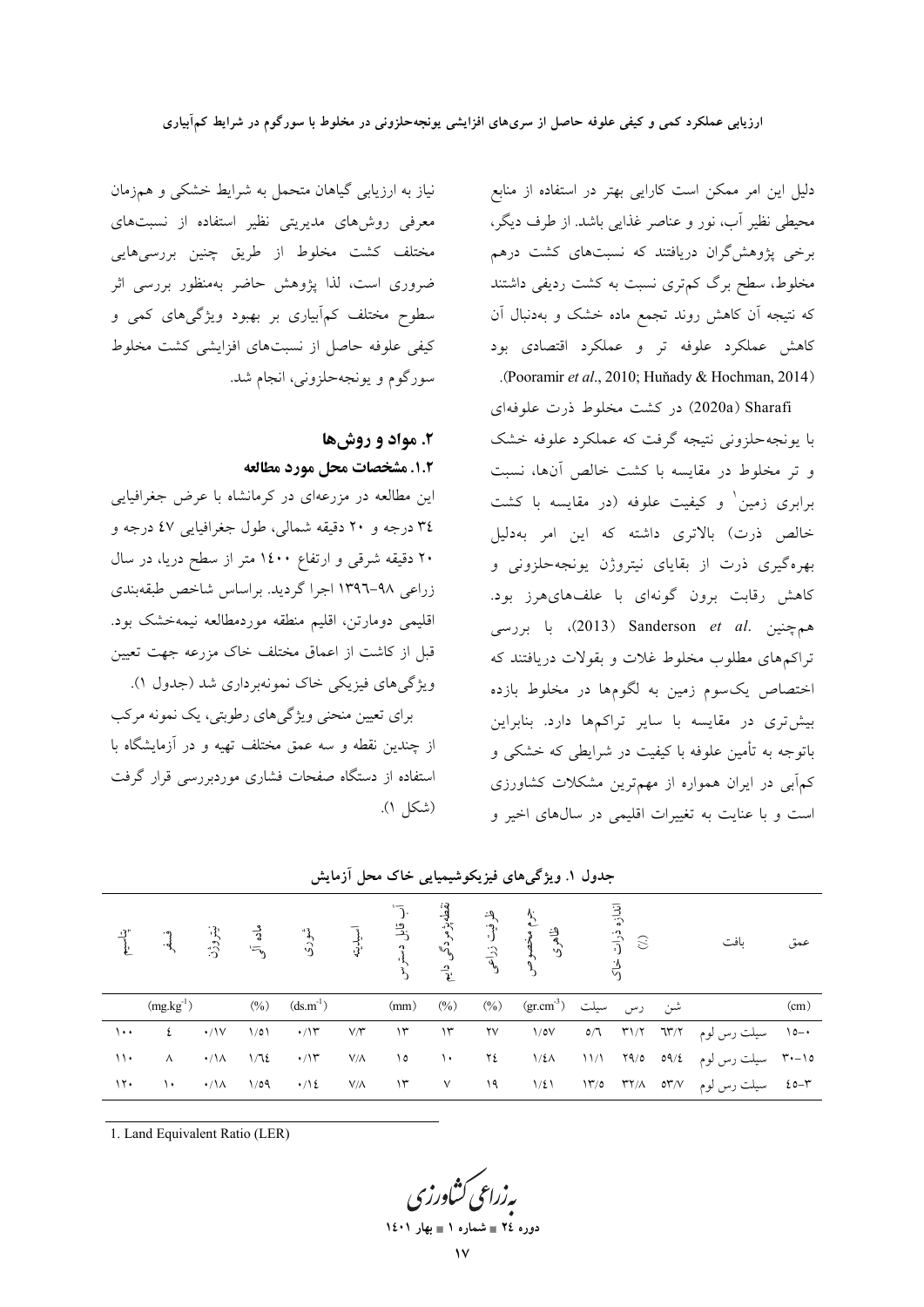دلیل این امر ممکن است کارایی بهتر در استفاده از منابع محیطی نظیر آب، نور و عناصر غذایی باشد. از طرف دیگر، برخی پژوهش‌گران دریافتند که نسبت‌های کشت درهم مخلوط، سطح برگ کم‌تری نسبت به کشت ردیفی داشتند که نتیجه آن کاهش روند تجمع ماده خشک و به‌دنبال آن کاهش عملکرد علوفه تر و عملکرد اقتصادی بود (Pooramir *et al*., 2010; Huňady & Hochman, 2014).

Sharafi (2020a) در کشت مخلوط ذرت علوفه‌ای با یونجه‌حلزونی نتیجه گرفت که عملکرد علوفه خشک و تر مخلوط در مقایسه با کشت خالص آن‌ها، نسبت برابری زمین[1] و کیفیت علوفه (در مقایسه با کشت خالص ذرت) بالاتری داشته که این امر به‌دلیل بهره‌گیری ذرت از بقایای نیتروژن یونجه‌حلزونی و کاهش رقابت برون گونه‌ای با علف‌های‌هرز بود. هم‌چنین Sanderson *et al*. (2013)، با بررسی تراکم‌های مطلوب مخلوط غلات و بقولات دریافتند که اختصاص یک‌سوم زمین به لگوم‌ها در مخلوط بازده بیش‌تری در مقایسه با سایر تراکم‌ها دارد. بنابراین باتوجه به تأمین علوفه با کیفیت در شرایطی که خشکی و کم‌آبی در ایران همواره از مهم‌ترین مشکلات کشاورزی است و با عنایت به تغییرات اقلیمی در سال‌های اخیر و نیاز به ارزیابی گیاهان متحمل به شرایط خشکی و هم‌زمان معرفی روش‌های مدیریتی نظیر استفاده از نسبت‌های مختلف کشت مخلوط از طریق چنین بررسی‌هایی ضروری است، لذا پژوهش حاضر به‌منظور بررسی اثر سطوح مختلف کم‌آبیاری بر بهبود ویژگی‌های کمی و کیفی علوفه حاصل از نسبت‌های افزایشی کشت مخلوط سورگوم و یونجه‌حلزونی، انجام شد.

## ۲. مواد و روش‌ها

### ۱.۲. مشخصات محل مورد مطالعه

این مطالعه در مزرعه‌ای در کرمانشاه با عرض جغرافیایی ۳۴ درجه و ۲۰ دقیقه شمالی، طول جغرافیایی ۴۷ درجه و ۲۰ دقیقه شرقی و ارتفاع ۱۴۰۰ متر از سطح دریا، در سال زراعی ۹۸-۱۳۹۶ اجرا گردید. براساس شاخص طبقه‌بندی اقلیمی دومارتن، اقلیم منطقه موردمطالعه نیمه‌خشک بود. قبل از کاشت از اعماق مختلف خاک مزرعه جهت تعیین ویژگی‌های فیزیکی خاک نمونه‌برداری شد (جدول ۱).

برای تعیین منحنی ویژگی‌های رطوبتی، یک نمونه مرکب از چندین نقطه و سه عمق مختلف تهیه و در آزمایشگاه با استفاده از دستگاه صفحات فشاری موردبررسی قرار گرفت (شکل ۱).

**جدول ۱. ویژگی‌های فیزیکوشیمیایی خاک محل آزمایش**

| عمق | بافت | اندازه ذرات خاک (٪) | | | جرم مخصوص ظاهری | ظرفیت زراعی | نقطه‌پژمردگی دائم | آب قابل دسترس | اسیدیته | شوری | ماده آلی | نیتروژن | فسفر | پتاسیم |
|---|---|---|---|---|---|---|---|---|---|---|---|---|---|---|
| (cm) | | شن | رس | سیلت | $(gr.cm^{-3})$ | (%) | (%) | (mm) | | $(ds.m^{-1})$ | (%) | | $(mg.kg^{-1})$ | |
| ۰-۱۵ | سیلت رس لوم | ۶۳/۲ | ۳۱/۲ | ۵/۶ | ۱/۵۷ | ۲۷ | ۱۳ | ۱۳ | ۷/۳ | ۰/۱۳ | ۱/۵۱ | ۰/۱۷ | ۴ | ۱۰۰ |
| ۱۵-۳۰ | سیلت رس لوم | ۵۹/۴ | ۲۹/۵ | ۱۱/۱ | ۱/۴۸ | ۲۴ | ۱۰ | ۱۵ | ۷/۸ | ۰/۱۳ | ۱/۶۴ | ۰/۱۸ | ۸ | ۱۱۰ |
| ۳-۴۵ | سیلت رس لوم | ۵۳/۷ | ۳۲/۸ | ۱۳/۵ | ۱/۴۱ | ۱۹ | ۷ | ۱۳ | ۷/۸ | ۰/۱۴ | ۱/۵۹ | ۰/۱۸ | ۱۰ | ۱۲۰ |

1. Land Equivalent Ratio (LER)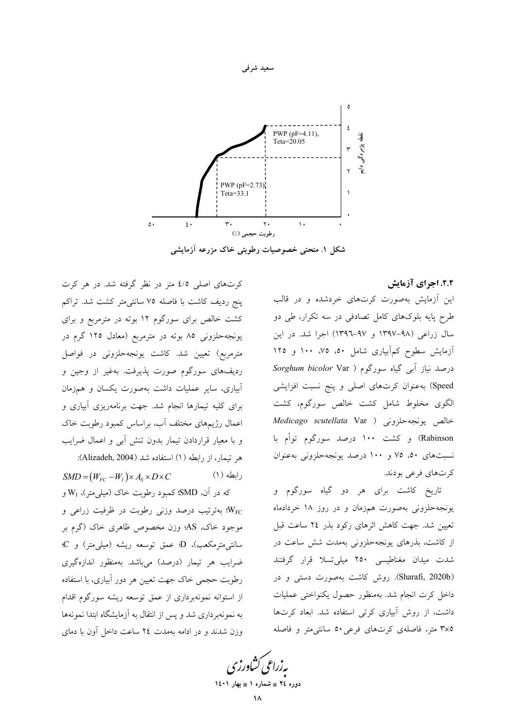شکل ۱. منحنی خصوصیات رطوبتی خاک مزرعه آزمایشی

### ۲.۲. اجرای آزمایش

این آزمایش به‌صورت کرت‌های خردشده و در قالب طرح پایه بلوک‌های کامل تصادفی در سه تکرار، طی دو سال زراعی (۹۸-۱۳۹۷ و ۹۷-۱۳۹۶) اجرا شد. در این آزمایش سطوح کم‌آبیاری شامل ۵۰، ۷۵، ۱۰۰ و ۱۲۵ درصد نیاز آبی گیاه سورگوم (*Sorghum bicolor* Var Speed) به‌عنوان کرت‌های اصلی و پنج نسبت افزایشی الگوی مخلوط شامل کشت خالص سورگوم، کشت خالص یونجه‌حلزونی (*Medicago scutellata* Var Rabinson) و کشت ۱۰۰ درصد سورگوم توأم با نسبت‌های ۵۰، ۷۵ و ۱۰۰ درصد یونجه‌حلزونی به‌عنوان کرت‌های فرعی بودند.

تاریخ کاشت برای هر دو گیاه سورگوم و یونجه‌حلزونی به‌صورت هم‌زمان و در روز ۱۸ خردادماه تعیین شد. جهت کاهش اثرهای رکود بذر ۲۴ ساعت قبل از کاشت، بذرهای یونجه‌حلزونی به‌مدت شش ساعت در شدت میدان مغناطیسی ۲۵۰ میلی‌تسلا قرار گرفتند (Sharafi, 2020b). روش کاشت به‌صورت دستی و در داخل کرت انجام شد. به‌منظور حصول یکنواختی عملیات داشت، از روش آبیاری کرتی استفاده شد. ابعاد کرت‌ها ۵×۳ متر، فاصله‌ی کرت‌های فرعی ۵۰ سانتی‌متر و فاصله کرت‌های اصلی ۴/۵ متر در نظر گرفته شد. در هر کرت پنج ردیف کاشت با فاصله ۷۵ سانتی‌متر کشت شد. تراکم کشت خالص برای سورگوم ۱۲ بوته در مترمربع و برای یونجه‌حلزونی ۸۵ بوته در مترمربع (معادل ۱۲۵ گرم در مترمربع) تعیین شد. کاشت یونجه‌حلزونی در فواصل ردیف‌های سورگوم صورت پذیرفت. به‌غیر از وجین و آبیاری، سایر عملیات داشت به‌صورت یکسان و هم‌زمان برای کلیه تیمارها انجام شد. جهت برنامه‌ریزی آبیاری و اعمال رژیم‌های مختلف آب، براساس کمبود رطوبت خاک و با معیار قراردادن تیمار بدون تنش آبی و اعمال ضرایب هر تیمار، از رابطه (۱) استفاده شد (Alizadeh, 2004):

$$SMD = \left(W_{FC} - W_{I}\right) \times A_{S} \times D \times C \qquad \text{رابطه (۱)}$$

که در آن، SMD: کمبود رطوبت خاک (میلی‌متر)، $W_I$ و $W_{FC}$؛ به‌ترتیب درصد وزنی رطوبت در ظرفیت زراعی و موجود خاک، AS؛ وزن مخصوص ظاهری خاک (گرم بر سانتی‌مترمکعب)، D؛ عمق توسعه ریشه (میلی‌متر) و C؛ ضرایب هر تیمار (درصد) می‌باشد. به‌منظور اندازه‌گیری رطوبت حجمی خاک جهت تعیین هر دور آبیاری، با استفاده از استوانه نمونه‌برداری از عمق توسعه ریشه سورگوم اقدام به نمونه‌برداری شد و پس از انتقال به آزمایشگاه ابتدا نمونه‌ها وزن شدند و در ادامه به‌مدت ۲۴ ساعت داخل آون با دمای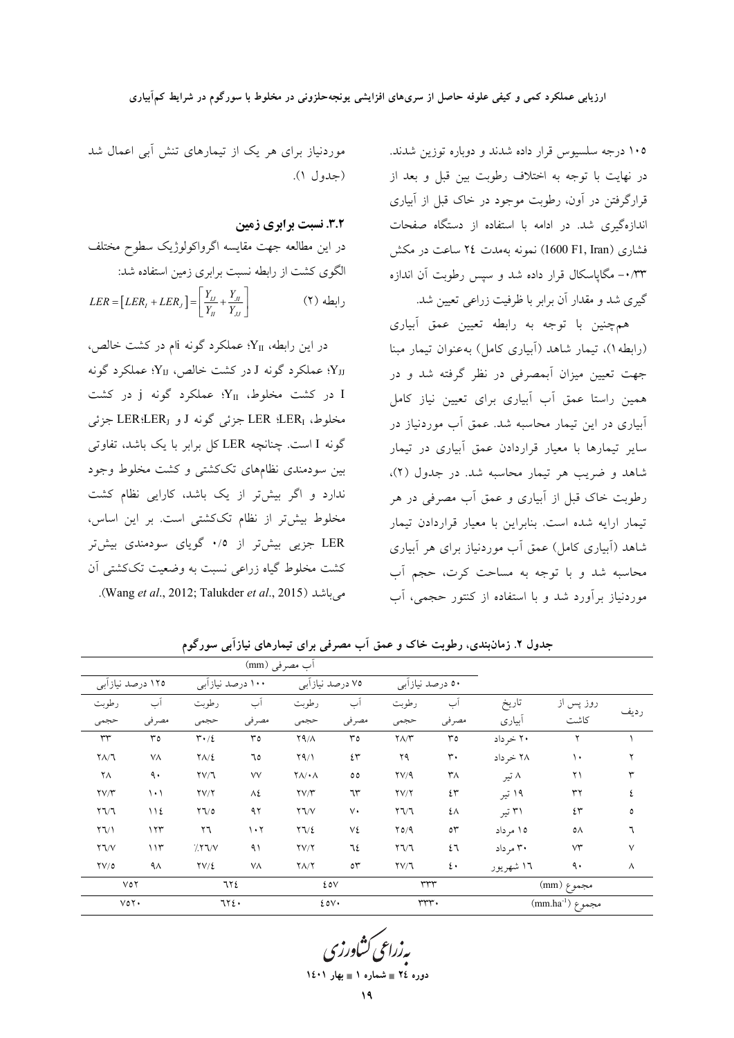۱۰۵ درجه سلسیوس قرار داده شدند و دوباره توزین شدند. در نهایت با توجه به اختلاف رطوبت بین قبل و بعد از قرارگرفتن در آون، رطوبت موجود در خاک قبل از آبیاری اندازه‌گیری شد. در ادامه با استفاده از دستگاه صفحات فشاری (1600 F1, Iran) نمونه به‌مدت ۲۴ ساعت در مکش ۰/۳۳- مگاپاسکال قرار داده شد و سپس رطوبت آن اندازه گیری شد و مقدار آن برابر با ظرفیت زراعی تعیین شد.

همچنین با توجه به رابطه تعیین عمق آبیاری (رابطه۱)، تیمار شاهد (آبیاری کامل) به‌عنوان تیمار مبنا جهت تعیین میزان آبمصرفی در نظر گرفته شد و در همین راستا عمق آب آبیاری برای تعیین نیاز کامل آبیاری در این تیمار محاسبه شد. عمق آب موردنیاز در سایر تیمارها با معیار قراردادن عمق آبیاری در تیمار شاهد و ضریب هر تیمار محاسبه شد. در جدول (۲)، رطوبت خاک قبل از آبیاری و عمق آب مصرفی در هر تیمار ارایه شده است. بنابراین با معیار قراردادن تیمار شاهد (آبیاری کامل) عمق آب موردنیاز برای هر آبیاری محاسبه شد و با توجه به مساحت کرت، حجم آب موردنیاز برآورد شد و با استفاده از کنتور حجمی، آب موردنیاز برای هر یک از تیمارهای تنش آبی اعمال شد (جدول ۱).

### ۳.۲. نسبت برابری زمین

در این مطالعه جهت مقایسه اگرواکولوژیک سطوح مختلف الگوی کشت از رابطه نسبت برابری زمین استفاده شد:

$$LER = [LER_I + LER_J] = \left[\frac{Y_{IJ}}{Y_{II}} + \frac{Y_{JI}}{Y_{JJ}}\right] \qquad \text{(۲) رابطه}$$

در این رابطه، $Y_{II}$؛ عملکرد گونه iام در کشت خالص، $Y_{JJ}$؛ عملکرد گونه J در کشت خالص، $Y_{IJ}$؛ عملکرد گونه I در کشت مخلوط، $Y_{JI}$؛ عملکرد گونه j در کشت مخلوط، $LER_I$؛ LER جزئی گونه J و $LER_J$؛LER جزئی گونه I است. چنانچه LER کل برابر با یک باشد، تفاوتی بین سودمندی نظام‌های تک‌کشتی و کشت مخلوط وجود ندارد و اگر بیش‌تر از یک باشد، کارایی نظام کشت مخلوط بیش‌تر از نظام تک‌کشتی است. بر این اساس، LER جزیی بیش‌تر از ۰/۵ گویای سودمندی بیش‌تر کشت مخلوط گیاه زراعی نسبت به وضعیت تک‌کشتی آن می‌باشد (Wang *et al*., 2012; Talukder *et al*., 2015).

**جدول ۲. زمان‌بندی، رطوبت خاک و عمق آب مصرفی برای تیمارهای نیازآبی سورگوم**

| ردیف | روز پس از کاشت | تاریخ آبیاری | آب مصرفی (mm) | | | | | | | |
|---|---|---|---|---|---|---|---|---|---|---|
| | | | ۵۰ درصد نیازآبی | | ۷۵ درصد نیازآبی | | ۱۰۰ درصد نیازآبی | | ۱۲۵ درصد نیازآبی | |
| | | | آب مصرفی | رطوبت حجمی | آب مصرفی | رطوبت حجمی | آب مصرفی | رطوبت حجمی | آب مصرفی | رطوبت حجمی |
| ۱ | ۲ | ۲۰ خرداد | ۳۵ | ۲۸/۳ | ۳۵ | ۲۹/۸ | ۳۵ | ۳۰/٤ | ۳۵ | ۳۳ |
| ۲ | ۱۰ | ۲۸ خرداد | ۳۰ | ۲۹ | ٤۳ | ۲۹/۱ | ٦۵ | ۲۸/٤ | ۷۸ | ۲۸/٦ |
| ۳ | ۲۱ | ۸ تیر | ۳۸ | ۲۷/۹ | ۵۵ | ۲۸/۰۸ | ۷۷ | ۲۷/٦ | ۹۰ | ۲۸ |
| ٤ | ۳۲ | ۱۹ تیر | ٤۳ | ۲۷/۲ | ٦۳ | ۲۷/۳ | ۸٤ | ۲۷/۲ | ۱۰۱ | ۲۷/۳ |
| ۵ | ٤۳ | ۳۱ تیر | ٤۸ | ۲٦/٦ | ۷۰ | ۲٦/۷ | ۹۲ | ۲٦/۵ | ۱۱٤ | ۲٦/٦ |
| ٦ | ۵۸ | ۱۵ مرداد | ۵۳ | ۲۵/۹ | ۷٤ | ۲٦/٤ | ۱۰۲ | ۲٦ | ۱۲۳ | ۲٦/۱ |
| ۷ | ۷۳ | ۳۰ مرداد | ٤٦ | ۲٦/٦ | ٦٤ | ۲۷/۲ | ۹۱ | ٪۲٦/۷ | ۱۱۳ | ۲٦/۷ |
| ۸ | ۹۰ | ۱٦ شهریور | ٤۰ | ۲۷/٦ | ۵۳ | ۲۸/۲ | ۷۸ | ۲۷/٤ | ۹۸ | ۲۷/۵ |
| مجموع (mm) | | | ۳۳۳ | | ٤۵۷ | | ٦۲٤ | | ۷۵۲ | |
| مجموع ($mm.ha^{-1}$) | | | ۳۳۳۰ | | ٤۵۷۰ | | ٦۲٤۰ | | ۷۵۲۰ | |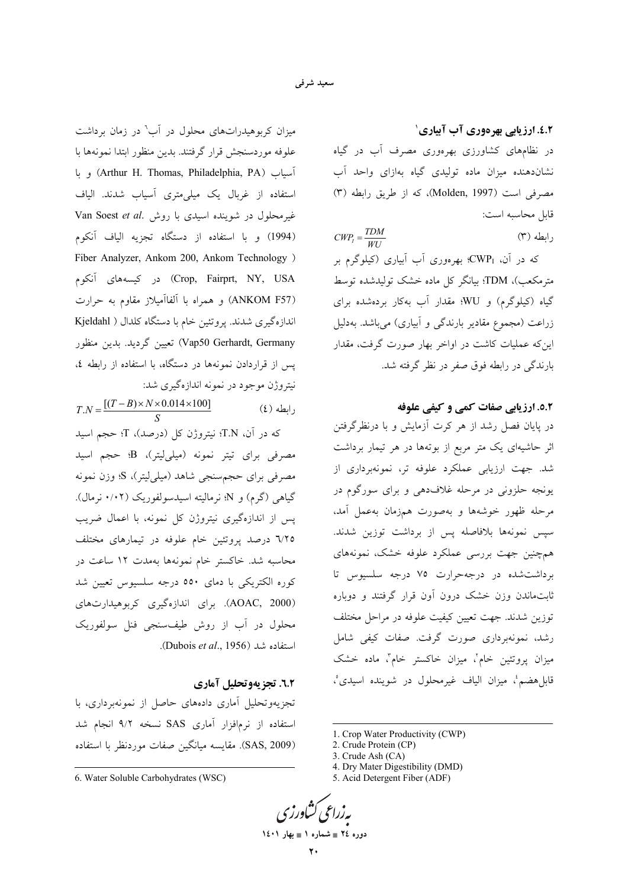### ۴.۲. ارزیابی بهره‌وری آب آبیاری[1]

در نظام‌های کشاورزی بهره‌وری مصرف آب در گیاه نشان‌دهنده میزان ماده تولیدی گیاه به‌ازای واحد آب مصرفی است (Molden, 1997)، که از طریق رابطه (۳) قابل محاسبه است:

$$CWP_I = \frac{TDM}{WU} \quad \text{(۳) رابطه}$$

که در آن، $CWP_I$؛ بهره‌وری آب آبیاری (کیلوگرم بر مترمکعب)، TDM؛ بیانگر کل ماده خشک تولیدشده توسط گیاه (کیلوگرم) و WU؛ مقدار آب به‌کار برده‌شده برای زراعت (مجموع مقادیر بارندگی و آبیاری) می‌باشد. به‌دلیل این‌که عملیات کاشت در اواخر بهار صورت گرفت، مقدار بارندگی در رابطه فوق صفر در نظر گرفته شد.

### ۵.۲. ارزیابی صفات کمی و کیفی علوفه

در پایان فصل رشد از هر کرت آزمایش و با درنظرگرفتن اثر حاشیه‌ای یک متر مربع از بوته‌ها در هر تیمار برداشت شد. جهت ارزیابی عملکرد علوفه تر، نمونه‌برداری از یونجه حلزونی در مرحله غلاف‌دهی و برای سورگوم در مرحله ظهور خوشه‌ها و به‌صورت هم‌زمان به‌عمل آمد، سپس نمونه‌ها بلافاصله پس از برداشت توزین شدند. هم‌چنین جهت بررسی عملکرد علوفه خشک، نمونه‌های برداشت‌شده در درجه‌حرارت ۷۵ درجه سلسیوس تا ثابت‌ماندن وزن خشک درون آون قرار گرفتند و دوباره توزین شدند. جهت تعیین کیفیت علوفه در مراحل مختلف رشد، نمونه‌برداری صورت گرفت. صفات کیفی شامل میزان پروتئین خام[2]، میزان خاکستر خام[3]، ماده خشک قابل‌هضم[4]، میزان الیاف غیرمحلول در شوینده اسیدی[5]، میزان کربوهیدرات‌های محلول در آب[6] در زمان برداشت علوفه موردسنجش قرار گرفتند. بدین منظور ابتدا نمونه‌ها با آسیاب (Arthur H. Thomas, Philadelphia, PA) و با استفاده از غربال یک میلی‌متری آسیاب شدند. الیاف غیرمحلول در شوینده اسیدی با روش .Van Soest *et al* (1994) و با استفاده از دستگاه تجزیه الیاف آنکوم Fiber Analyzer, Ankom 200, Ankom Technology ) (Crop, Fairprt, NY, USA در کیسه‌های آنکوم (ANKOM F57) و همراه با آلفاآمیلاز مقاوم به حرارت اندازه‌گیری شدند. پروتئین خام با دستگاه کلدال ( Kjeldahl Vap50 Gerhardt, Germany) تعیین گردید. بدین منظور پس از قراردادن نمونه‌ها در دستگاه، با استفاده از رابطه ٤، نیتروژن موجود در نمونه اندازه‌گیری شد:

$$T.N = \frac{[(T-B)\times N \times 0.014 \times 100]}{S} \quad \text{(٤) رابطه}$$

که در آن، T.N؛ نیتروژن کل (درصد)، T؛ حجم اسید مصرفی برای تیتر نمونه (میلی‌لیتر)، B؛ حجم اسید مصرفی برای حجم‌سنجی شاهد (میلی‌لیتر)، S؛ وزن نمونه گیاهی (گرم) و N؛ نرمالیته اسیدسولفوریک (۰/۰۲ نرمال). پس از اندازه‌گیری نیتروژن کل نمونه، با اعمال ضریب ٦/٢٥ درصد پروتئین خام علوفه در تیمارهای مختلف محاسبه شد. خاکستر خام نمونه‌ها به‌مدت ۱۲ ساعت در کوره الکتریکی با دمای ۵۵۰ درجه سلسیوس تعیین شد (AOAC, 2000). برای اندازه‌گیری کربوهیدارت‌های محلول در آب از روش طیف‌سنجی فنل سولفوریک استفاده شد (Dubois *et al*., 1956).

### ٦.٢. تجزیه‌وتحلیل آماری

تجزیه‌وتحلیل آماری داده‌های حاصل از نمونه‌برداری، با استفاده از نرم‌افزار آماری SAS نسخه ۹/۲ انجام شد (SAS, 2009). مقایسه میانگین صفات موردنظر با استفاده

---

1. Crop Water Productivity (CWP)
2. Crude Protein (CP)
3. Crude Ash (CA)
4. Dry Mater Digestibility (DMD)
5. Acid Detergent Fiber (ADF)
6. Water Soluble Carbohydrates (WSC)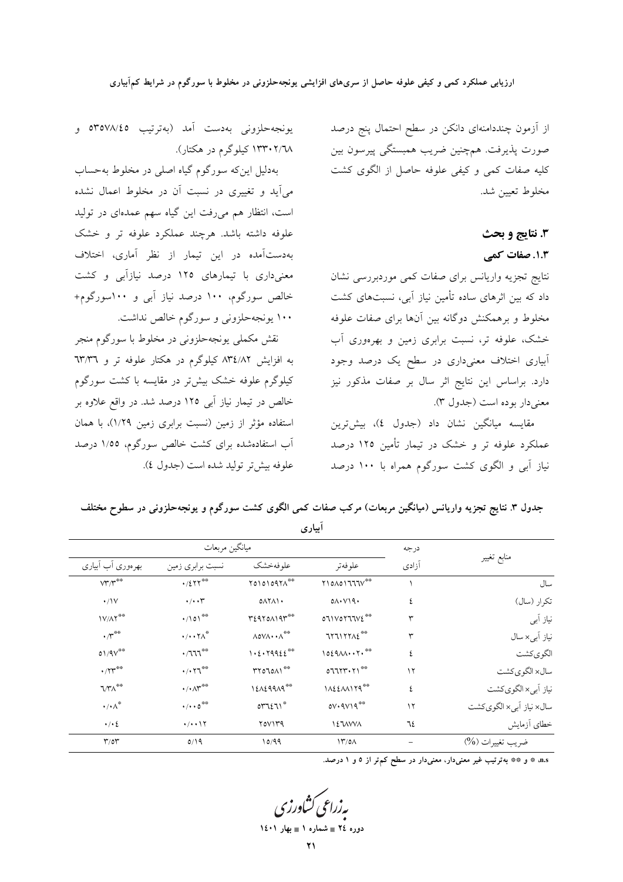از آزمون چنددامنه‌ای دانکن در سطح احتمال پنج درصد صورت پذیرفت. همچنین ضریب همبستگی پیرسون بین کلیه صفات کمی و کیفی علوفه حاصل از الگوی کشت مخلوط تعیین شد.

## ۳. نتایج و بحث

### ۱.۳. صفات کمی

نتایج تجزیه واریانس برای صفات کمی موردبررسی نشان داد که بین اثرهای ساده تأمین نیاز آبی، نسبت‌های کشت مخلوط و برهمکنش دوگانه بین آن‌ها برای صفات علوفه خشک، علوفه تر، نسبت برابری زمین و بهره‌وری آب آبیاری اختلاف معنی‌داری در سطح یک درصد وجود دارد. براساس این نتایج اثر سال بر صفات مذکور نیز معنی‌دار بوده است (جدول ۳).

مقایسه میانگین نشان داد (جدول ٤)، بیش‌ترین عملکرد علوفه تر و خشک در تیمار تأمین ۱۲۵ درصد نیاز آبی و الگوی کشت سورگوم همراه با ۱۰۰ درصد یونجه‌حلزونی به‌دست آمد (به‌ترتیب ٥٣٥٧٨/٤٥ و ١٣٣٠٢/٦٨ کیلوگرم در هکتار).

به‌دلیل این‌که سورگوم گیاه اصلی در مخلوط به‌حساب می‌آید و تغییری در نسبت آن در مخلوط اعمال نشده است، انتظار هم می‌رفت این گیاه سهم عمده‌ای در تولید علوفه داشته باشد. هرچند عملکرد علوفه تر و خشک به‌دست‌آمده در این تیمار از نظر آماری، اختلاف معنی‌داری با تیمارهای ۱۲۵ درصد نیازآبی و کشت خالص سورگوم، ۱۰۰ درصد نیاز آبی و ۱۰۰سورگوم+ ۱۰۰ یونجه‌حلزونی و سورگوم خالص نداشت.

نقش مکملی یونجه‌حلزونی در مخلوط با سورگوم منجر به افزایش ٨٣٤/٨٢ کیلوگرم در هکتار علوفه تر و ٦٣/٣٦ کیلوگرم علوفه خشک بیش‌تر در مقایسه با کشت سورگوم خالص در تیمار نیاز آبی ۱۲۵ درصد شد. در واقع علاوه بر استفاده مؤثر از زمین (نسبت برابری زمین ١/٢٩)، با همان آب استفاده‌شده برای کشت خالص سورگوم، ١/٥٥ درصد علوفه بیش‌تر تولید شده است (جدول ٤).

**جدول ۳. نتایج تجزیه واریانس (میانگین مربعات) مرکب صفات کمی الگوی کشت سورگوم و یونجه‌حلزونی در سطوح مختلف آبیاری**

| منابع تغییر | درجه آزادی | میانگین مربعات | | | |
|---|---|---|---|---|---|
| | | علوفه‌تر | علوفه‌خشک | نسبت برابری زمین | بهره‌وری آب آبیاری |
| سال | ۱ | ٢١٥٨٥١٦٦٦٧** | ٢٥١٥١٥٩٢٨** | ٠/٤٢٢** | ٧٣/٣** |
| تکرار (سال) | ٤ | ٥٨٠٧١٩٠ | ٥٨٢٨١٠ | ٠/٠٠٣ | ٠/١٧ |
| نیاز آبی | ٣ | ٥٦١٧٥٢٦٦٧٤** | ٣٤٩٦٥٨١٩٣** | ٠/١٥١** | ١٧/٨٢** |
| نیاز آبی× سال | ٣ | ٦٢٦١٢٢٨٤** | ٨٥٧٨٠٠٨** | ٠/٠٠٢٨* | ٠/٣** |
| الگوی‌کشت | ٤ | ١٥٤٩٨٨٠٠٢٠** | ١٠٤٠٢٩٩٤٤** | ٠/٦٦٦** | ٥١/٩٧** |
| سال× الگوی‌کشت | ۱۲ | ٥٦٦٢٣٠٢١** | ٣٢٥٦٥٨١** | ٠/٠٢٦** | ٠/٢٣** |
| نیاز آبی× الگوی‌کشت | ٤ | ١٨٤٤٨٨١٢٩** | ١٤٨٤٩٩٨٩** | ٠/٠٨٣** | ٦/٣٨** |
| سال× نیاز آبی× الگوی‌کشت | ۱۲ | ٥٧٠٩٧١٩** | ٥٣٦٤٦١* | ٠/٠٠٥** | ٠/٠٨* |
| خطای آزمایش | ٦٤ | ١٤٦٨٧٧٨ | ٢٥٧١٣٩ | ٠/٠٠١٢ | ٠/٠٤ |
| ضریب تغییرات (%) | – | ١٣/٥٨ | ١٥/٩٩ | ٥/١٩ | ٣/٥٣ |

n.s، * و ** به‌ترتیب غیر معنی‌دار، معنی‌دار در سطح کم‌تر از ٥ و ١ درصد.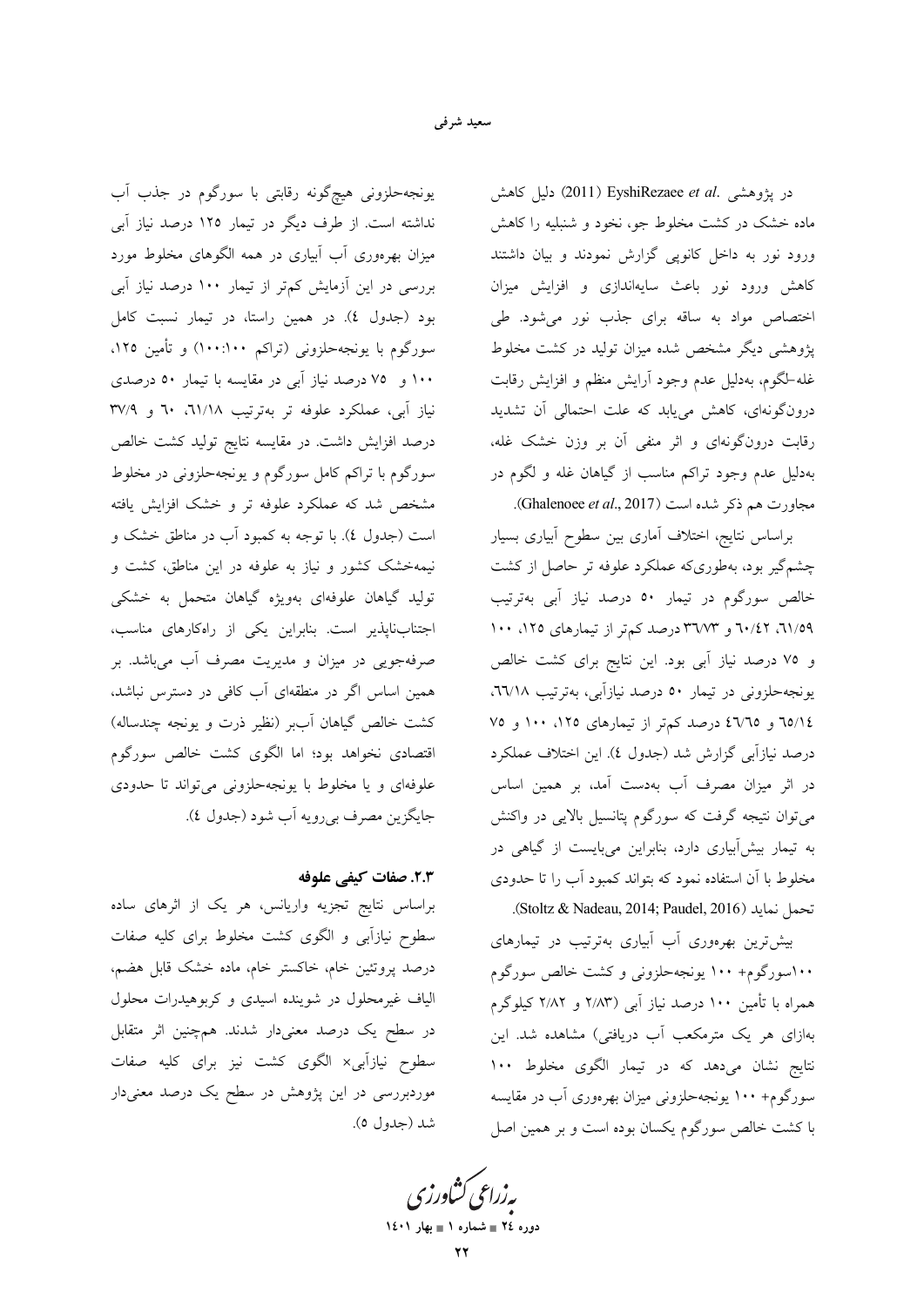در پژوهشی .EyshiRezaee *et al* (2011) دلیل کاهش ماده خشک در کشت مخلوط جو، نخود و شنبلیه را کاهش ورود نور به داخل کانوپی گزارش نمودند و بیان داشتند کاهش ورود نور باعث سایه‌اندازی و افزایش میزان اختصاص مواد به ساقه برای جذب نور می‌شود. طی پژوهشی دیگر مشخص شده میزان تولید در کشت مخلوط غله-لگوم، به‌دلیل عدم وجود آرایش منظم و افزایش رقابت درون‌گونه‌ای، کاهش می‌یابد که علت احتمالی آن تشدید رقابت درون‌گونه‌ای و اثر منفی آن بر وزن خشک غله، به‌دلیل عدم وجود تراکم مناسب از گیاهان غله و لگوم در مجاورت هم ذکر شده است (Ghalenoee *et al*., 2017).

براساس نتایج، اختلاف آماری بین سطوح آبیاری بسیار چشم‌گیر بود، به‌طوری‌که عملکرد علوفه تر حاصل از کشت خالص سورگوم در تیمار ۵۰ درصد نیاز آبی به‌ترتیب ۶۱/۵۹، ۶۰/۴۲ و ۳۶/۷۳ درصد کم‌تر از تیمارهای ۱۲۵، ۱۰۰ و ۷۵ درصد نیاز آبی بود. این نتایج برای کشت خالص یونجه‌حلزونی در تیمار ۵۰ درصد نیازآبی، به‌ترتیب ۶۶/۱۸، ۶۵/۱۴ و ۴۶/۶۵ درصد کم‌تر از تیمارهای ۱۲۵، ۱۰۰ و ۷۵ درصد نیازآبی گزارش شد (جدول ۴). این اختلاف عملکرد در اثر میزان مصرف آب به‌دست آمد، بر همین اساس می‌توان نتیجه گرفت که سورگوم پتانسیل بالایی در واکنش به تیمار بیش‌آبیاری دارد، بنابراین می‌بایست از گیاهی در مخلوط با آن استفاده نمود که بتواند کمبود آب را تا حدودی تحمل نماید (Stoltz & Nadeau, 2014; Paudel, 2016).

بیش‌ترین بهره‌وری آب آبیاری به‌ترتیب در تیمارهای ۱۰۰سورگوم+ ۱۰۰ یونجه‌حلزونی و کشت خالص سورگوم همراه با تأمین ۱۰۰ درصد نیاز آبی (۲/۸۳ و ۲/۸۲ کیلوگرم به‌ازای هر یک مترمکعب آب دریافتی) مشاهده شد. این نتایج نشان می‌دهد که در تیمار الگوی مخلوط ۱۰۰ سورگوم+ ۱۰۰ یونجه‌حلزونی میزان بهره‌وری آب در مقایسه با کشت خالص سورگوم یکسان بوده است و بر همین اصل یونجه‌حلزونی هیچ‌گونه رقابتی با سورگوم در جذب آب نداشته است. از طرف دیگر در تیمار ۱۲۵ درصد نیاز آبی میزان بهره‌وری آب آبیاری در همه الگوهای مخلوط مورد بررسی در این آزمایش کم‌تر از تیمار ۱۰۰ درصد نیاز آبی بود (جدول ۴). در همین راستا، در تیمار نسبت کامل سورگوم با یونجه‌حلزونی (تراکم ۱۰۰:۱۰۰) و تأمین ۱۲۵، ۱۰۰ و ۷۵ درصد نیاز آبی در مقایسه با تیمار ۵۰ درصدی نیاز آبی، عملکرد علوفه تر به‌ترتیب ۶۱/۱۸، ۶۰ و ۳۷/۹ درصد افزایش داشت. در مقایسه نتایج تولید کشت خالص سورگوم با تراکم کامل سورگوم و یونجه‌حلزونی در مخلوط مشخص شد که عملکرد علوفه تر و خشک افزایش یافته است (جدول ۴). با توجه به کمبود آب در مناطق خشک و نیمه‌خشک کشور و نیاز به علوفه در این مناطق، کشت و تولید گیاهان علوفه‌ای به‌ویژه گیاهان متحمل به خشکی اجتناب‌ناپذیر است. بنابراین یکی از راه‌کارهای مناسب، صرفه‌جویی در میزان و مدیریت مصرف آب می‌باشد. بر همین اساس اگر در منطقه‌ای آب کافی در دسترس نباشد، کشت خالص گیاهان آب‌بر (نظیر ذرت و یونجه چندساله) اقتصادی نخواهد بود؛ اما الگوی کشت خالص سورگوم علوفه‌ای و یا مخلوط با یونجه‌حلزونی می‌تواند تا حدودی جایگزین مصرف بی‌رویه آب شود (جدول ۴).

### ۲.۳. صفات کیفی علوفه

براساس نتایج تجزیه واریانس، هر یک از اثرهای ساده سطوح نیازآبی و الگوی کشت مخلوط برای کلیه صفات درصد پروتئین خام، خاکستر خام، ماده خشک قابل هضم، الیاف غیرمحلول در شوینده اسیدی و کربوهیدرات محلول در سطح یک درصد معنی‌دار شدند. هم‌چنین اثر متقابل سطوح نیازآبی× الگوی کشت نیز برای کلیه صفات موردبررسی در این پژوهش در سطح یک درصد معنی‌دار شد (جدول ۵).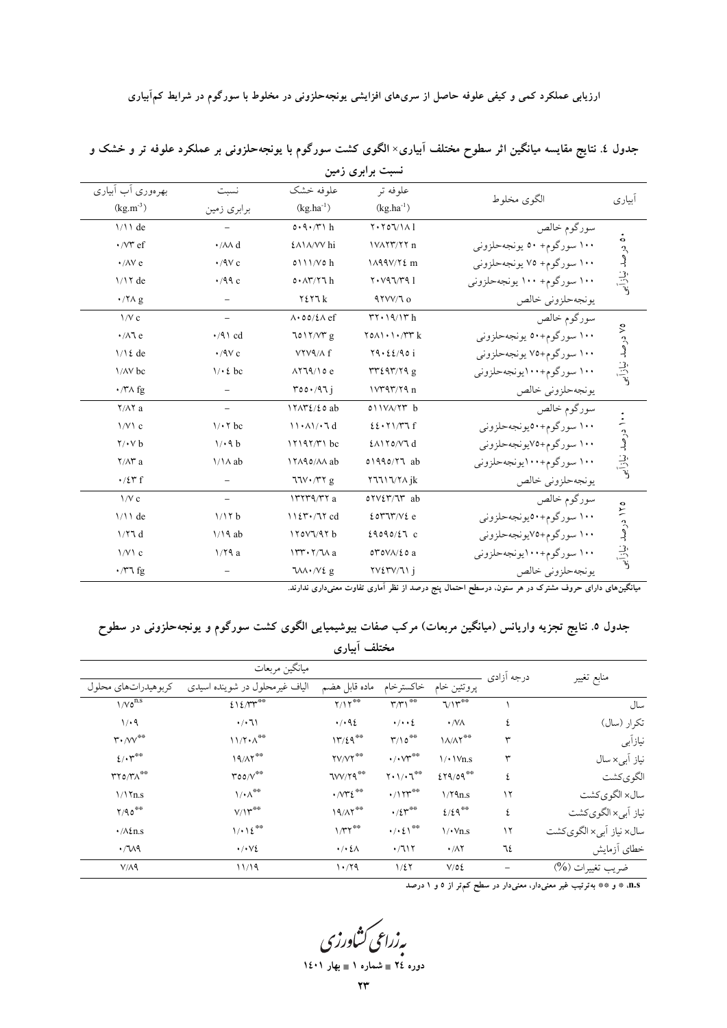جدول ٤. نتایج مقایسه میانگین اثر سطوح مختلف آبیاری× الگوی کشت سورگوم با یونجه‌حلزونی بر عملکرد علوفه تر و خشک و نسبت برابری زمین

| آبیاری | الگوی مخلوط | علوفه تر ($kg.ha^{-1}$) | علوفه خشک ($kg.ha^{-1}$) | نسبت برابری زمین | بهره‌وری آب آبیاری ($kg.m^{-3}$) |
|---|---|---|---|---|---|
| ٥٠ درصد نیازآبی | سورگوم خالص | ٢٠٢٥٦/١٨ l | ٥٠٩٠/٣١ h | – | ١/١١ de |
| | ١٠٠ سورگوم+ ٥٠ یونجه‌حلزونی | ١٧٨٢٣/٢٢ n | ٤٨١٨/٧٧ hi | ٠/٨٨ d | ٠/٧٣ ef |
| | ١٠٠ سورگوم+ ٧٥ یونجه‌حلزونی | ١٨٩٩٧/٢٤ m | ٥١١١/٧٥ h | ٠/٩٧ c | ٠/٨٧ e |
| | ١٠٠ سورگوم+ ١٠٠ یونجه‌حلزونی | ٢٠٧٩٦/٣٩ l | ٥٠٨٣/٢٦ h | ٠/٩٩ c | ١/١٢ de |
| | یونجه‌حلزونی خالص | ٩٢٧٧/٦ o | ٢٤٢٦ k | – | ٠/٢٨ g |
| ٧٥ درصد نیازآبی | سورگوم خالص | ٣٢٠١٩/١٣ h | ٨٠٥٥/٤٨ ef | – | ١/٧ c |
| | ١٠٠ سورگوم+٥٠ یونجه‌حلزونی | ٢٥٨١٠١٠/٣٣ k | ٦٥١٢/٧٣ g | ٠/٩١ cd | ٠/٨٦ e |
| | ١٠٠ سورگوم+٧٥ یونجه‌حلزونی | ٢٩٠٤٤/٩٥ i | ٧٢٧٩/٨ f | ٠/٩٧ c | ١/١٤ de |
| | ١٠٠ سورگوم+١٠٠یونجه‌حلزونی | ٣٣٤٩٣/٢٩ g | ٨٢٦٩/١٥ e | ١/٠٤ bc | ١/٨٧ bc |
| | یونجه‌حلزونی خالص | ١٧٣٩٣/٢٩ n | ٣٥٥٠/٩٦ j | – | ٠/٣٨ fg |
| ١٠٠ درصد نیازآبی | سورگوم خالص | ٥١١٧٨/٢٣ b | ١٢٨٣٤/٤٥ ab | – | ٢/٨٢ a |
| | ١٠٠ سورگوم+٥٠یونجه‌حلزونی | ٤٤٠٢١/٣٦ f | ١١٠٨١/٠٦ d | ١/٠٢ bc | ١/٧١ c |
| | ١٠٠ سورگوم+٧٥یونجه‌حلزونی | ٤٨١٢٥/٧٦ d | ١٢١٩٢/٣١ bc | ١/٠٩ b | ٢/٠٧ b |
| | ١٠٠ سورگوم+١٠٠یونجه‌حلزونی | ٥١٩٩٥/٢٦ ab | ١٢٨٩٥/٨٨ ab | ١/١٨ ab | ٢/٨٣ a |
| | یونجه‌حلزونی خالص | ٢٦٦١٦/٢٨ jk | ٦٦٧٠/٣٢ g | – | ٠/٤٣ f |
| ١٢٥ درصد نیازآبی | سورگوم خالص | ٥٢٧٤٣/٦٣ ab | ١٣٢٣٩/٣٢ a | – | ١/٧ c |
| | ١٠٠ سورگوم+٥٠یونجه‌حلزونی | ٤٥٣٦٣/٧٤ e | ١١٤٣٠/٦٢ cd | ١/١٢ b | ١/١١ de |
| | ١٠٠ سورگوم+٧٥یونجه‌حلزونی | ٤٩٥٩٥/٤٦ c | ١٢٥٧٦/٩٢ b | ١/١٩ ab | ١/٢٦ d |
| | ١٠٠ سورگوم+١٠٠یونجه‌حلزونی | ٥٣٥٧٨/٤٥ a | ١٣٣٠٢/٦٨ a | ١/٢٩ a | ١/٧١ c |
| | یونجه‌حلزونی خالص | ٢٧٤٣٧/٦١ j | ٦٨٨٠/٧٤ g | – | ٠/٣٦ fg |

میانگین‌های دارای حروف مشترک در هر ستون، درسطح احتمال پنج درصد از نظر آماری تفاوت معنی‌داری ندارند.

جدول ٥. نتایج تجزیه واریانس (میانگین مربعات) مرکب صفات بیوشیمیایی الگوی کشت سورگوم و یونجه‌حلزونی در سطوح مختلف آبیاری

| منابع تغییر | درجه آزادی | میانگین مربعات | | | | |
|---|---|---|---|---|---|---|
| | | پروتئین خام | خاکسترخام | ماده قابل هضم | الیاف غیرمحلول در شوینده اسیدی | کربوهیدرات‌های محلول |
| سال | ١ | ٦/١٣** | ٣/٣١** | ٢/١٢** | ٤١٤/٣٣** | ١/٧٥n.s |
| تکرار (سال) | ٤ | ٠/٧٨ | ٠/٠٠٤ | ٠/٠٩٤ | ٠/٠٦١ | ١/٠٩ |
| نیازآبی | ٣ | ١٨/٨٢** | ٣/١٥** | ١٣/٤٩** | ١١/٢٠٨** | ٣٠/٧٧** |
| نیاز آبی× سال | ٣ | ١/٠١٧n.s | ٠/٠٧٣** | ٢٧/٧٢** | ١٩/٨٢** | ٤/٠٣** |
| الگوی‌کشت | ٤ | ٤٢٩/٥٩** | ٢٠١/٠٦** | ٦٧٧/٢٩** | ٣٥٥/٧** | ٣٢٥/٣٨** |
| سال× الگوی‌کشت | ١٢ | ١/٢٩n.s | ٠/١٢٣** | ٠/٧٣٤** | ١/٠٨** | ١/١٢n.s |
| نیاز آبی× الگوی‌کشت | ٤ | ٤/٤٩** | ٠/٤٣** | ١٩/٨٢** | ٧/١٣** | ٢/٩٥** |
| سال× نیاز آبی× الگوی‌کشت | ١٢ | ١/٠٧n.s | ٠/٠٤١** | ١/٣٢** | ١/٠١٤** | ٠/٨٤n.s |
| خطای آزمایش | ٦٤ | ٠/٨٢ | ٠/٦١٢ | ٠/٠٤٨ | ٠/٠٧٤ | ٠/٦٨٩ |
| ضریب تغییرات (%) | – | ٧/٥٤ | ١/٤٢ | ١٠/٢٩ | ١١/١٩ | ٧/٨٩ |

n.s، * و ** به‌ترتیب غیر معنی‌دار، معنی‌دار در سطح کم‌تر از ٥ و ١ درصد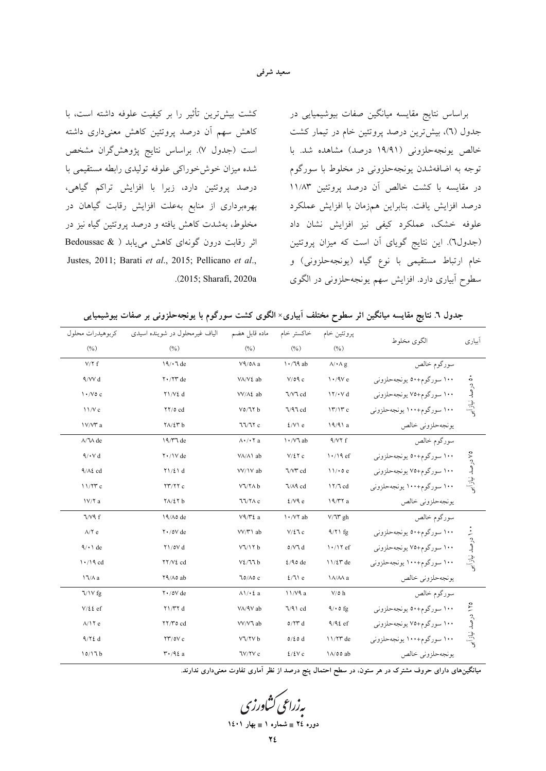براساس نتایج مقایسه میانگین صفات بیوشیمیایی در جدول (٦)، بیش‌ترین درصد پروتئین خام در تیمار کشت خالص یونجه‌حلزونی (١٩/٩١ درصد) مشاهده شد. با توجه به اضافه‌شدن یونجه‌حلزونی در مخلوط با سورگوم در مقایسه با کشت خالص آن درصد پروتئین ١١/٨٣ درصد افزایش یافت. بنابراین هم‌زمان با افزایش عملکرد علوفه خشک، عملکرد کیفی نیز افزایش نشان داد (جدول٦). این نتایج گویای آن است که میزان پروتئین خام ارتباط مستقیمی با نوع گیاه (یونجه‌حلزونی) و سطوح آبیاری دارد. افزایش سهم یونجه‌حلزونی در الگوی کشت بیش‌ترین تأثیر را بر کیفیت علوفه داشته است، با کاهش سهم آن درصد پروتئین کاهش معنی‌داری داشته است (جدول ٧). براساس نتایج پژوهش‌گران مشخص شده میزان خوش‌خوراکی علوفه تولیدی رابطه مستقیمی با درصد پروتئین دارد، زیرا با افزایش تراکم گیاهی، بهره‌برداری از منابع به‌علت افزایش رقابت گیاهان در مخلوط، به‌شدت کاهش یافته و درصد پروتئین گیاه نیز در اثر رقابت درون گونه‌ای کاهش می‌یابد (Bedoussac & Justes, 2011; Barati *et al*., 2015; Pellicano *et al*., 2015; Sharafi, 2020a).

**جدول ٦. نتایج مقایسه میانگین اثر سطوح مختلف آبیاری× الگوی کشت سورگوم با یونجه‌حلزونی بر صفات بیوشیمیایی**

| آبیاری | الگوی مخلوط | پروتئین خام (%) | خاکستر خام (%) | ماده قابل هضم (%) | الیاف غیرمحلول در شوینده اسیدی (%) | کربوهیدرات محلول (%) |
|---|---|---|---|---|---|---|
| ٥٠ درصد نیازآبی | سورگوم خالص | ٨/٠٨ g | ١٠/٦٩ ab | ٧٩/٥٨ a | ١٩/٠٦ de | ٧/٢ f |
| | ١٠٠ سورگوم+٥٠ یونجه‌حلزونی | ١٠/٩٧ e | ٧/٥٩ c | ٧٨/٧٤ ab | ٢٠/٢٣ de | ٩/٧٧ d |
| | ١٠٠ سورگوم+٧٥ یونجه‌حلزونی | ١٢/٠٧ d | ٦/٧٦ cd | ٧٧/٨٤ ab | ٢١/٧٤ d | ١٠/٧٥ c |
| | ١٠٠ سورگوم+١٠٠ یونجه‌حلزونی | ١٣/١٣ c | ٦/٩٦ cd | ٧٥/٦٢ b | ٢٢/٥ cd | ١١/٧ c |
| | یونجه‌حلزونی خالص | ١٩/٩١ a | ٤/٧١ e | ٦٦/٦٢ c | ٢٨/٤٣ b | ١٧/٧٣ a |
| ٧٥ درصد نیازآبی | سورگوم خالص | ٩/٧٢ f | ١٠/٧٦ ab | ٨٠/٠٢ a | ١٩/٣٦ de | ٨/٦٨ de |
| | ١٠٠ سورگوم+٥٠ یونجه‌حلزونی | ١٠/١٩ ef | ٧/٤٢ c | ٧٨/٨١ ab | ٢٠/١٧ de | ٩/٠٧ d |
| | ١٠٠ سورگوم+٧٥ یونجه‌حلزونی | ١١/٠٥ e | ٦/٧٣ cd | ٧٧/١٧ ab | ٢١/٤١ d | ٩/٨٤ cd |
| | ١٠٠ سورگوم+١٠٠ یونجه‌حلزونی | ١٢/٦ cd | ٦/٨٩ cd | ٧٦/٢٨ b | ٢٣/٢٢ c | ١١/٢٣ c |
| | یونجه‌حلزونی خالص | ١٩/٣٢ a | ٤/٧٩ e | ٦٦/٢٨ c | ٢٨/٤٢ b | ١٧/٢ a |
| ١٠٠ درصد نیازآبی | سورگوم خالص | ٧/٦٣ gh | ١٠/٧٢ ab | ٧٩/٣٤ a | ١٩/٨٥ de | ٦/٧٩ f |
| | ١٠٠ سورگوم+٥٠ یونجه‌حلزونی | ٩/٢١ fg | ٧/٤٦ c | ٧٧/٣١ ab | ٢٠/٥٧ de | ٨/٢ e |
| | ١٠٠ سورگوم+٧٥ یونجه‌حلزونی | ١٠/١٢ ef | ٥/٧٦ d | ٧٦/١٢ b | ٢١/٥٧ d | ٩/٠١ de |
| | ١٠٠ سورگوم+١٠٠ یونجه‌حلزونی | ١١/٤٣ de | ٤/٩٥ de | ٧٤/٦٦ b | ٢٢/٧٤ cd | ١٠/١٩ cd |
| | یونجه‌حلزونی خالص | ١٨/٨٨ a | ٤/٦١ e | ٦٥/٨٥ c | ٢٩/٨٥ ab | ١٦/٨ a |
| ١٢٥ درصد نیازآبی | سورگوم خالص | ٧/٥ h | ١١/٧٩ a | ٨١/٠٤ a | ٢٠/٥٧ de | ٦/١٧ fg |
| | ١٠٠ سورگوم+٥٠ یونجه‌حلزونی | ٩/٠٥ fg | ٦/٩١ cd | ٧٨/٩٧ ab | ٢١/٣٢ d | ٧/٤٤ ef |
| | ١٠٠ سورگوم+٧٥ یونجه‌حلزونی | ٩/٩٤ ef | ٥/٢٣ d | ٧٧/٧٦ ab | ٢٢/٣٥ cd | ٨/١٢ e |
| | ١٠٠ سورگوم+١٠٠ یونجه‌حلزونی | ١١/٢٣ de | ٥/٤٥ d | ٧٦/٢٧ b | ٢٣/٥٧ c | ٩/٢٤ d |
| | یونجه‌حلزونی خالص | ١٨/٥٥ ab | ٤/٤٧ c | ٦٧/٢٧ c | ٣٠/٩٤ a | ١٥/١٦ b |

**میانگین‌های دارای حروف مشترک در هر ستون، در سطح احتمال پنج درصد از نظر آماری تفاوت معنی‌داری ندارند.**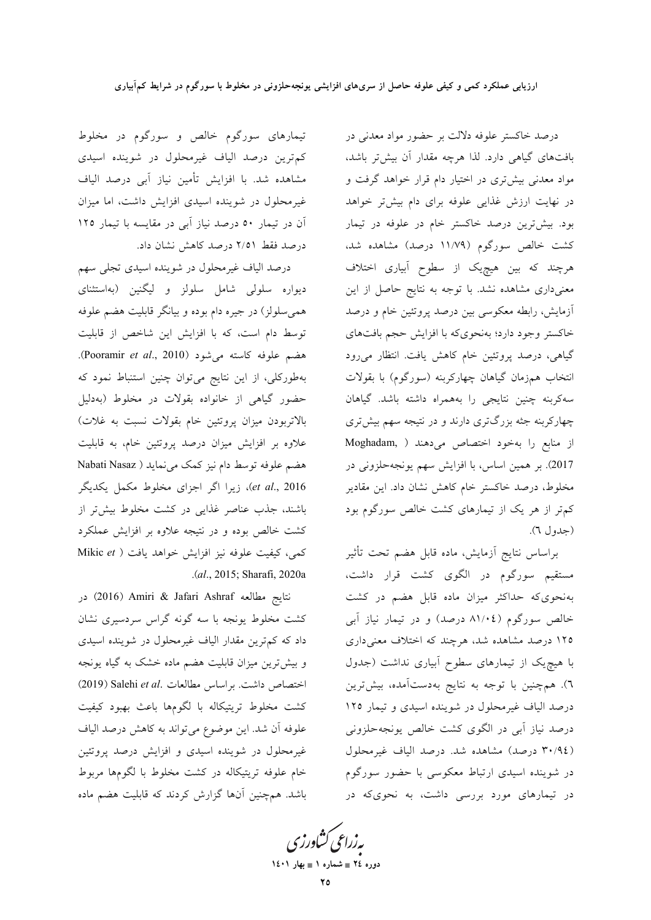درصد خاکستر علوفه دلالت بر حضور مواد معدنی در بافت‌های گیاهی دارد. لذا هرچه مقدار آن بیش‌تر باشد، مواد معدنی بیش‌تری در اختیار دام قرار خواهد گرفت و در نهایت ارزش غذایی علوفه برای دام بیش‌تر خواهد بود. بیش‌ترین درصد خاکستر خام در علوفه در تیمار کشت خالص سورگوم (۱۱/۷۹ درصد) مشاهده شد، هرچند که بین هیچ‌یک از سطوح آبیاری اختلاف معنی‌داری مشاهده نشد. با توجه به نتایج حاصل از این آزمایش، رابطه معکوسی بین درصد پروتئین خام و درصد خاکستر وجود دارد؛ به‌نحوی‌که با افزایش حجم بافت‌های گیاهی، درصد پروتئین خام کاهش یافت. انتظار می‌رود انتخاب هم‌زمان گیاهان چهارکربنه (سورگوم) با بقولات سه‌کربنه چنین نتایجی را به‌همراه داشته باشد. گیاهان چهارکربنه جثه بزرگ‌تری دارند و در نتیجه سهم بیش‌تری از منابع را به‌خود اختصاص می‌دهند (Moghadam, 2017). بر همین اساس، با افزایش سهم یونجه‌حلزونی در مخلوط، درصد خاکستر خام کاهش نشان داد. این مقادیر کم‌تر از هر یک از تیمارهای کشت خالص سورگوم بود (جدول ٦).

براساس نتایج آزمایش، ماده قابل هضم تحت تأثیر مستقیم سورگوم در الگوی کشت قرار داشت، به‌نحوی‌که حداکثر میزان ماده قابل هضم در کشت خالص سورگوم (۸۱/۰٤ درصد) و در تیمار نیاز آبی ۱۲۵ درصد مشاهده شد، هرچند که اختلاف معنی‌داری با هیچ‌یک از تیمارهای سطوح آبیاری نداشت (جدول ٦). هم‌چنین با توجه به نتایج به‌دست‌آمده، بیش‌ترین درصد الیاف غیرمحلول در شوینده اسیدی و تیمار ۱۲۵ درصد نیاز آبی در الگوی کشت خالص یونجه‌حلزونی (۳۰/۹٤ درصد) مشاهده شد. درصد الیاف غیرمحلول در شوینده اسیدی ارتباط معکوسی با حضور سورگوم در تیمارهای مورد بررسی داشت، به نحوی‌که در تیمارهای سورگوم خالص و سورگوم در مخلوط کم‌ترین درصد الیاف غیرمحلول در شوینده اسیدی مشاهده شد. با افزایش تأمین نیاز آبی درصد الیاف غیرمحلول در شوینده اسیدی افزایش داشت، اما میزان آن در تیمار ۵۰ درصد نیاز آبی در مقایسه با تیمار ۱۲۵ درصد فقط ۲/۵۱ درصد کاهش نشان داد.

درصد الیاف غیرمحلول در شوینده اسیدی تجلی سهم دیواره سلولی شامل سلولز و لیگنین (به‌استثنای همی‌سلولز) در جیره دام بوده و بیانگر قابلیت هضم علوفه توسط دام است، که با افزایش این شاخص از قابلیت هضم علوفه کاسته می‌شود (Pooramir *et al*., 2010). به‌طورکلی، از این نتایج می‌توان چنین استنباط نمود که حضور گیاهی از خانواده بقولات در مخلوط (به‌دلیل بالاتربودن میزان پروتئین خام بقولات نسبت به غلات) علاوه بر افزایش میزان درصد پروتئین خام، به قابلیت هضم علوفه توسط دام نیز کمک می‌نماید (Nabati Nasaz *et al*., 2016)، زیرا اگر اجزای مخلوط مکمل یکدیگر باشند، جذب عناصر غذایی در کشت مخلوط بیش‌تر از کشت خالص بوده و در نتیجه علاوه بر افزایش عملکرد کمی، کیفیت علوفه نیز افزایش خواهد یافت (Mikic *et al*., 2015; Sharafi, 2020a).

نتایج مطالعه Amiri & Jafari Ashraf (2016) در کشت مخلوط یونجه با سه گونه گراس سردسیری نشان داد که کم‌ترین مقدار الیاف غیرمحلول در شوینده اسیدی و بیش‌ترین میزان قابلیت هضم ماده خشک به گیاه یونجه اختصاص داشت. براساس مطالعات Salehi *et al*. (2019) کشت مخلوط تریتیکاله با لگوم‌ها باعث بهبود کیفیت علوفه آن شد. این موضوع می‌تواند به کاهش درصد الیاف غیرمحلول در شوینده اسیدی و افزایش درصد پروتئین خام علوفه تریتیکاله در کشت مخلوط با لگوم‌ها مربوط باشد. هم‌چنین آن‌ها گزارش کردند که قابلیت هضم ماده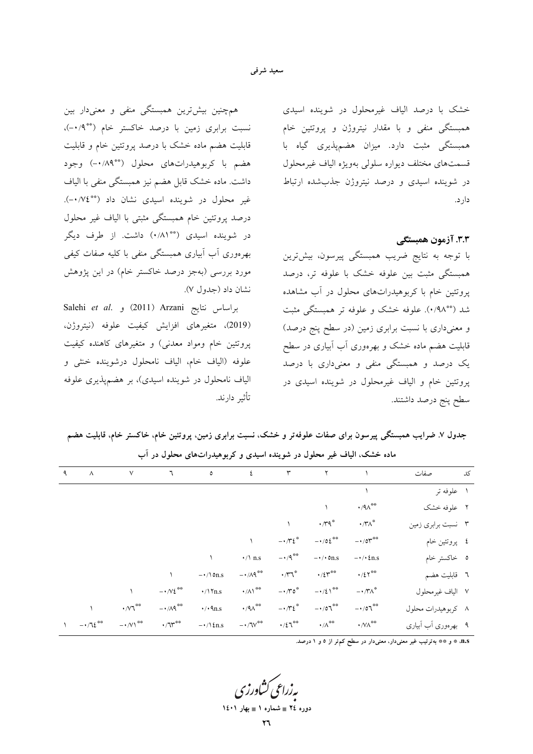خشک با درصد الیاف غیرمحلول در شوینده اسیدی همبستگی منفی و با مقدار نیتروژن و پروتئین خام همبستگی مثبت دارد. میزان هضم‌پذیری گیاه با قسمت‌های مختلف دیواره سلولی به‌ویژه الیاف غیرمحلول در شوینده اسیدی و درصد نیتروژن جذب‌شده ارتباط دارد.

### ۳.۳. آزمون همبستگی

با توجه به نتایج ضریب همبستگی پیرسون، بیش‌ترین همبستگی مثبت بین علوفه خشک با علوفه تر، درصد پروتئین خام با کربوهیدرات‌های محلول در آب مشاهده شد (\*\*۰/۹۸). علوفه خشک و علوفه تر همبستگی مثبت و معنی‌داری با نسبت برابری زمین (در سطح پنج درصد) قابلیت هضم ماده خشک و بهره‌وری آب آبیاری در سطح یک درصد و همبستگی منفی و معنی‌داری با درصد پروتئین خام و الیاف غیرمحلول در شوینده اسیدی در سطح پنج درصد داشتند.

هم‌چنین بیش‌ترین همبستگی منفی و معنی‌دار بین نسبت برابری زمین با درصد خاکستر خام (\*\*۰/۹-)، قابلیت هضم ماده خشک با درصد پروتئین خام و قابلیت هضم با کربوهیدرات‌های محلول (\*\*۰/۸۹-) وجود داشت. ماده خشک قابل هضم نیز همبستگی منفی با الیاف غیر محلول در شوینده اسیدی نشان داد (\*\*۰/۷۴-). درصد پروتئین خام همبستگی مثبتی با الیاف غیر محلول در شوینده اسیدی (\*\*۰/۸۱) داشت. از طرف دیگر بهره‌وری آب آبیاری همبستگی منفی با کلیه صفات کیفی مورد بررسی (به‌جز درصد خاکستر خام) در این پژوهش نشان داد (جدول ۷).

براساس نتایج Arzani (2011) و Salehi *et al.* (2019)، متغیرهای افزایش کیفیت علوفه (نیتروژن، پروتئین خام ومواد معدنی) و متغیرهای کاهنده کیفیت علوفه (الیاف خام، الیاف نامحلول درشوینده خنثی و الیاف نامحلول در شوینده اسیدی)، بر هضم‌پذیری علوفه تأثیر دارند.

**جدول ۷. ضرایب همبستگی پیرسون برای صفات علوفه‌تر و خشک، نسبت برابری زمین، پروتئین خام، خاکستر خام، قابلیت هضم ماده خشک، الیاف غیر محلول در شوینده اسیدی و کربوهیدرات‌های محلول در آب**

| کد | صفات | ۱ | ۲ | ۳ | ۴ | ۵ | ۶ | ۷ | ۸ | ۹ |
|---|---|---|---|---|---|---|---|---|---|---|
| ۱ | علوفه تر | ۱ | | | | | | | | |
| ۲ | علوفه خشک | \*\*۰/۹۸ | ۱ | | | | | | | |
| ۳ | نسبت برابری زمین | \*۰/۳۸ | \*۰/۳۹ | ۱ | | | | | | |
| ۴ | پروتئین خام | \*\*۰/۵۳- | \*\*۰/۵۴- | \*۰/۳۴- | ۱ | | | | | |
| ۵ | خاکستر خام | ۰/۰۴n.s- | ۰/۰۵n.s- | \*\*۰/۹- | ۰/۱ n.s | ۱ | | | | |
| ۶ | قابلیت هضم | \*\*۰/۴۲ | \*\*۰/۴۳ | \*۰/۳۶ | \*\*۰/۸۹- | ۰/۱۵n.s- | ۱ | | | |
| ۷ | الیاف غیرمحلول | \*۰/۳۸- | \*\*۰/۴۱- | \*۰/۳۵- | \*\*۰/۸۱ | ۰/۱۲n.s | \*\*۰/۷۴- | ۱ | | |
| ۸ | کربوهیدرات محلول | \*\*۰/۵۶- | \*\*۰/۵۶- | \*۰/۳۴- | \*\*۰/۹۸ | ۰/۰۹n.s | \*\*۰/۸۹- | \*\*۰/۷۶ | ۱ | |
| ۹ | بهره‌وری آب آبیاری | \*\*۰/۷۸ | \*\*۰/۸ | \*\*۰/۴۶ | \*\*۰/۶۷- | ۰/۱۴n.s- | \*\*۰/۶۳ | \*\*۰/۷۱- | \*\*۰/۶۴- | ۱ |

n.s، \* و \*\* به‌ترتیب غیر معنی‌دار، معنی‌دار در سطح کم‌تر از ۵ و ۱ درصد.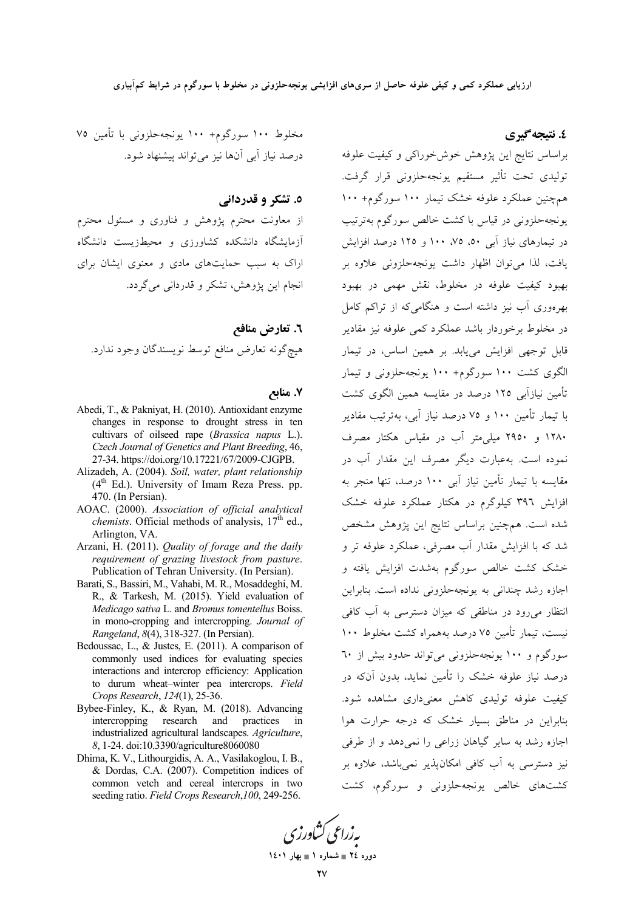## ٤. نتیجه‌گیری

براساس نتایج این پژوهش خوش‌خوراکی و کیفیت علوفه تولیدی تحت تأثیر مستقیم یونجه‌حلزونی قرار گرفت. همچنین عملکرد علوفه خشک تیمار ۱۰۰ سورگوم+ ۱۰۰ یونجه‌حلزونی در قیاس با کشت خالص سورگوم به‌ترتیب در تیمارهای نیاز آبی ۵۰، ۷۵، ۱۰۰ و ۱۲۵ درصد افزایش یافت، لذا می‌توان اظهار داشت یونجه‌حلزونی علاوه بر بهبود کیفیت علوفه در مخلوط، نقش مهمی در بهبود بهره‌وری آب نیز داشته است و هنگامی‌که از تراکم کامل در مخلوط برخوردار باشد عملکرد کمی علوفه نیز مقادیر قابل توجهی افزایش می‌یابد. بر همین اساس، در تیمار الگوی کشت ۱۰۰ سورگوم+ ۱۰۰ یونجه‌حلزونی و تیمار تأمین نیازآبی ۱۲۵ درصد در مقایسه همین الگوی کشت با تیمار تأمین ۱۰۰ و ۷۵ درصد نیاز آبی، به‌ترتیب مقادیر ۱۲۸۰ و ۲۹۵۰ میلی‌متر آب در مقیاس هکتار مصرف نموده است. به‌عبارت دیگر مصرف این مقدار آب در مقایسه با تیمار تأمین نیاز آبی ۱۰۰ درصد، تنها منجر به افزایش ۳۹٦ کیلوگرم در هکتار عملکرد علوفه خشک شده است. همچنین براساس نتایج این پژوهش مشخص شد که با افزایش مقدار آب مصرفی، عملکرد علوفه تر و خشک کشت خالص سورگوم به‌شدت افزایش یافته و اجازه رشد چندانی به یونجه‌حلزونی نداده است. بنابراین انتظار می‌رود در مناطقی که میزان دسترسی به آب کافی نیست، تیمار تأمین ۷۵ درصد به‌همراه کشت مخلوط ۱۰۰ سورگوم و ۱۰۰ یونجه‌حلزونی می‌تواند حدود بیش از ٦٠ درصد نیاز علوفه خشک را تأمین نماید، بدون آن‌که در کیفیت علوفه تولیدی کاهش معنی‌داری مشاهده شود. بنابراین در مناطق بسیار خشک که درجه حرارت هوا اجازه رشد به سایر گیاهان زراعی را نمی‌دهد و از طرفی نیز دسترسی به آب کافی امکان‌پذیر نمی‌باشد، علاوه بر کشت‌های خالص یونجه‌حلزونی و سورگوم، کشت مخلوط ۱۰۰ سورگوم+ ۱۰۰ یونجه‌حلزونی با تأمین ۷۵ درصد نیاز آبی آن‌ها نیز می‌تواند پیشنهاد شود.

## ٥. تشکر و قدردانی

از معاونت محترم پژوهش و فناوری و مسئول محترم آزمایشگاه دانشکده کشاورزی و محیط‌زیست دانشگاه اراک به سبب حمایت‌های مادی و معنوی ایشان برای انجام این پژوهش، تشکر و قدردانی می‌گردد.

## ٦. تعارض منافع

هیچ‌گونه تعارض منافع توسط نویسندگان وجود ندارد.

## ٧. منابع

- Abedi, T., & Pakniyat, H. (2010). Antioxidant enzyme changes in response to drought stress in ten cultivars of oilseed rape (*Brassica napus* L.). *Czech Journal of Genetics and Plant Breeding*, 46, 27-34. https://doi.org/10.17221/67/2009-CJGPB.
- Alizadeh, A. (2004). *Soil, water, plant relationship* (4th Ed.). University of Imam Reza Press. pp. 470. (In Persian).
- AOAC. (2000). *Association of official analytical chemists*. Official methods of analysis, 17th ed., Arlington, VA.
- Arzani, H. (2011). *Quality of forage and the daily requirement of grazing livestock from pasture*. Publication of Tehran University. (In Persian).
- Barati, S., Bassiri, M., Vahabi, M. R., Mosaddeghi, M. R., & Tarkesh, M. (2015). Yield evaluation of *Medicago sativa* L. and *Bromus tomentellus* Boiss. in mono-cropping and intercropping. *Journal of Rangeland*, *8*(4), 318-327. (In Persian).
- Bedoussac, L., & Justes, E. (2011). A comparison of commonly used indices for evaluating species interactions and intercrop efficiency: Application to durum wheat–winter pea intercrops. *Field Crops Research*, *124*(1), 25-36.
- Bybee-Finley, K., & Ryan, M. (2018). Advancing intercropping research and practices in industrialized agricultural landscapes. *Agriculture*, *8*, 1-24. doi:10.3390/agriculture8060080
- Dhima, K. V., Lithourgidis, A. A., Vasilakoglou, I. B., & Dordas, C.A. (2007). Competition indices of common vetch and cereal intercrops in two seeding ratio. *Field Crops Research*,*100*, 249-256.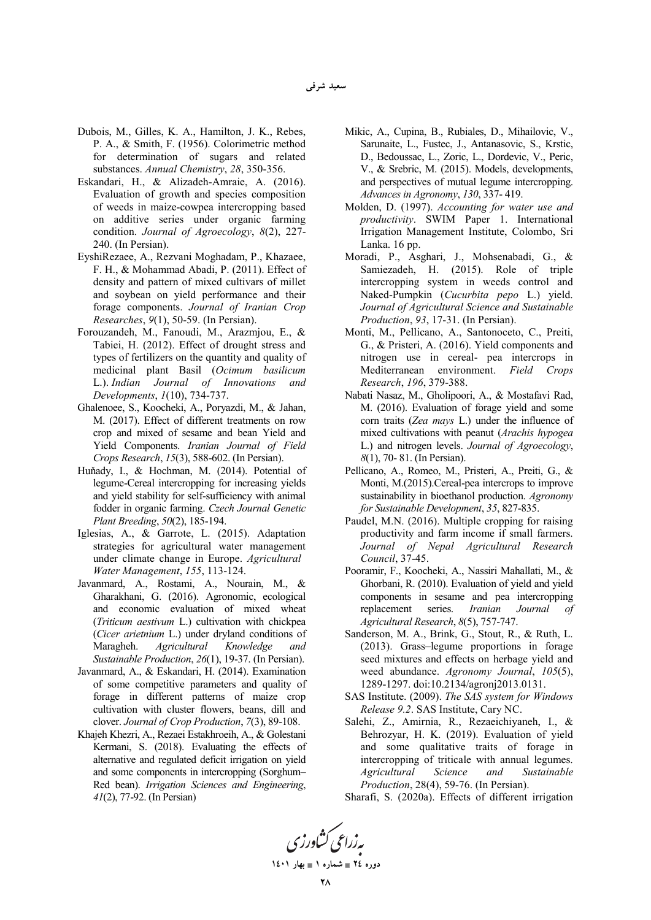Dubois, M., Gilles, K. A., Hamilton, J. K., Rebes, P. A., & Smith, F. (1956). Colorimetric method for determination of sugars and related substances. *Annual Chemistry*, *28*, 350-356.

Eskandari, H., & Alizadeh-Amraie, A. (2016). Evaluation of growth and species composition of weeds in maize-cowpea intercropping based on additive series under organic farming condition. *Journal of Agroecology*, *8*(2), 227-240. (In Persian).

EyshiRezaee, A., Rezvani Moghadam, P., Khazaee, F. H., & Mohammad Abadi, P. (2011). Effect of density and pattern of mixed cultivars of millet and soybean on yield performance and their forage components. *Journal of Iranian Crop Researches*, *9*(1), 50-59. (In Persian).

Forouzandeh, M., Fanoudi, M., Arazmjou, E., & Tabiei, H. (2012). Effect of drought stress and types of fertilizers on the quantity and quality of medicinal plant Basil (*Ocimum basilicum* L.). *Indian Journal of Innovations and Developments*, *1*(10), 734-737.

Ghalenoee, S., Koocheki, A., Poryazdi, M., & Jahan, M. (2017). Effect of different treatments on row crop and mixed of sesame and bean Yield and Yield Components. *Iranian Journal of Field Crops Research*, *15*(3), 588-602. (In Persian).

Huňady, I., & Hochman, M. (2014). Potential of legume-Cereal intercropping for increasing yields and yield stability for self-sufficiency with animal fodder in organic farming. *Czech Journal Genetic Plant Breeding*, *50*(2), 185-194.

Iglesias, A., & Garrote, L. (2015). Adaptation strategies for agricultural water management under climate change in Europe. *Agricultural Water Management*, *155*, 113-124.

Javanmard, A., Rostami, A., Nourain, M., & Gharakhani, G. (2016). Agronomic, ecological and economic evaluation of mixed wheat (*Triticum aestivum* L.) cultivation with chickpea (*Cicer arietnium* L.) under dryland conditions of Maragheh. *Agricultural Knowledge and Sustainable Production*, *26*(1), 19-37. (In Persian).

Javanmard, A., & Eskandari, H. (2014). Examination of some competitive parameters and quality of forage in different patterns of maize crop cultivation with cluster flowers, beans, dill and clover. *Journal of Crop Production*, *7*(3), 89-108.

Khajeh Khezri, A., Rezaei Estakhroeih, A., & Golestani Kermani, S. (2018). Evaluating the effects of alternative and regulated deficit irrigation on yield and some components in intercropping (Sorghum–Red bean). *Irrigation Sciences and Engineering*, *41*(2), 77-92. (In Persian)

Mikic, A., Cupina, B., Rubiales, D., Mihailovic, V., Sarunaite, L., Fustec, J., Antanasovic, S., Krstic, D., Bedoussac, L., Zoric, L., Dordevic, V., Peric, V., & Srebric, M. (2015). Models, developments, and perspectives of mutual legume intercropping. *Advances in Agronomy*, *130*, 337- 419.

Molden, D. (1997). *Accounting for water use and productivity*. SWIM Paper 1. International Irrigation Management Institute, Colombo, Sri Lanka. 16 pp.

Moradi, P., Asghari, J., Mohsenabadi, G., & Samiezadeh, H. (2015). Role of triple intercropping system in weeds control and Naked-Pumpkin (*Cucurbita pepo* L.) yield. *Journal of Agricultural Science and Sustainable Production*, *93*, 17-31. (In Persian).

Monti, M., Pellicano, A., Santonoceto, C., Preiti, G., & Pristeri, A. (2016). Yield components and nitrogen use in cereal- pea intercrops in Mediterranean environment. *Field Crops Research*, *196*, 379-388.

Nabati Nasaz, M., Gholipoori, A., & Mostafavi Rad, M. (2016). Evaluation of forage yield and some corn traits (*Zea mays* L.) under the influence of mixed cultivations with peanut (*Arachis hypogea* L.) and nitrogen levels. *Journal of Agroecology*, *8*(1), 70- 81. (In Persian).

Pellicano, A., Romeo, M., Pristeri, A., Preiti, G., & Monti, M.(2015).Cereal-pea intercrops to improve sustainability in bioethanol production. *Agronomy for Sustainable Development*, *35*, 827-835.

Paudel, M.N. (2016). Multiple cropping for raising productivity and farm income if small farmers. *Journal of Nepal Agricultural Research Council*, 37-45.

Pooramir, F., Koocheki, A., Nassiri Mahallati, M., & Ghorbani, R. (2010). Evaluation of yield and yield components in sesame and pea intercropping replacement series. *Iranian Journal of Agricultural Research*, *8*(5), 757-747.

Sanderson, M. A., Brink, G., Stout, R., & Ruth, L. (2013). Grass–legume proportions in forage seed mixtures and effects on herbage yield and weed abundance. *Agronomy Journal*, *105*(5), 1289-1297. doi:10.2134/agronj2013.0131.

SAS Institute. (2009). *The SAS system for Windows Release 9.2*. SAS Institute, Cary NC.

Salehi, Z., Amirnia, R., Rezaeichiyaneh, I., & Behrozyar, H. K. (2019). Evaluation of yield and some qualitative traits of forage in intercropping of triticale with annual legumes. *Agricultural Science and Sustainable Production*, 28(4), 59-76. (In Persian).

Sharafi, S. (2020a). Effects of different irrigation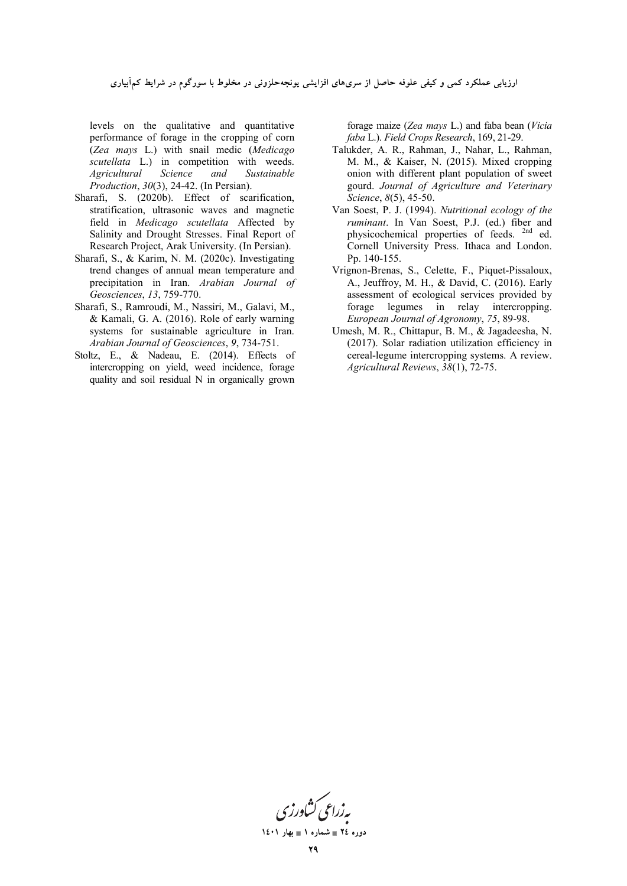levels on the qualitative and quantitative performance of forage in the cropping of corn (*Zea mays* L.) with snail medic (*Medicago scutellata* L.) in competition with weeds. *Agricultural Science and Sustainable Production*, *30*(3), 24-42. (In Persian).

Sharafi, S. (2020b). Effect of scarification, stratification, ultrasonic waves and magnetic field in *Medicago scutellata* Affected by Salinity and Drought Stresses. Final Report of Research Project, Arak University. (In Persian).

Sharafi, S., & Karim, N. M. (2020c). Investigating trend changes of annual mean temperature and precipitation in Iran. *Arabian Journal of Geosciences*, *13*, 759-770.

Sharafi, S., Ramroudi, M., Nassiri, M., Galavi, M., & Kamali, G. A. (2016). Role of early warning systems for sustainable agriculture in Iran. *Arabian Journal of Geosciences*, *9*, 734-751.

Stoltz, E., & Nadeau, E. (2014). Effects of intercropping on yield, weed incidence, forage quality and soil residual N in organically grown forage maize (*Zea mays* L.) and faba bean (*Vicia faba* L.). *Field Crops Research*, 169, 21-29.

Talukder, A. R., Rahman, J., Nahar, L., Rahman, M. M., & Kaiser, N. (2015). Mixed cropping onion with different plant population of sweet gourd. *Journal of Agriculture and Veterinary Science*, *8*(5), 45-50.

Van Soest, P. J. (1994). *Nutritional ecology of the ruminant*. In Van Soest, P.J. (ed.) fiber and physicochemical properties of feeds. 2nd ed. Cornell University Press. Ithaca and London. Pp. 140-155.

Vrignon-Brenas, S., Celette, F., Piquet-Pissaloux, A., Jeuffroy, M. H., & David, C. (2016). Early assessment of ecological services provided by forage legumes in relay intercropping. *European Journal of Agronomy*, *75*, 89-98.

Umesh, M. R., Chittapur, B. M., & Jagadeesha, N. (2017). Solar radiation utilization efficiency in cereal-legume intercropping systems. A review. *Agricultural Reviews*, *38*(1), 72-75.